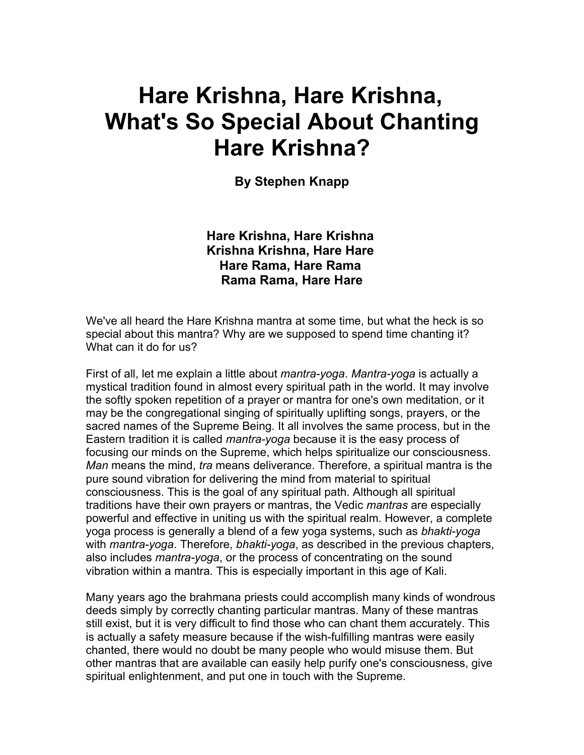# Hare Krishna, Hare Krishna, What's So Special About Chanting Hare Krishna?

**By Stephen Knapp**

**Hare Krishna, Hare Krishna**
**Krishna Krishna, Hare Hare**
**Hare Rama, Hare Rama**
**Rama Rama, Hare Hare**

We've all heard the Hare Krishna mantra at some time, but what the heck is so special about this mantra? Why are we supposed to spend time chanting it? What can it do for us?

First of all, let me explain a little about *mantra-yoga*. *Mantra-yoga* is actually a mystical tradition found in almost every spiritual path in the world. It may involve the softly spoken repetition of a prayer or mantra for one's own meditation, or it may be the congregational singing of spiritually uplifting songs, prayers, or the sacred names of the Supreme Being. It all involves the same process, but in the Eastern tradition it is called *mantra-yoga* because it is the easy process of focusing our minds on the Supreme, which helps spiritualize our consciousness. *Man* means the mind, *tra* means deliverance. Therefore, a spiritual mantra is the pure sound vibration for delivering the mind from material to spiritual consciousness. This is the goal of any spiritual path. Although all spiritual traditions have their own prayers or mantras, the Vedic *mantras* are especially powerful and effective in uniting us with the spiritual realm. However, a complete yoga process is generally a blend of a few yoga systems, such as *bhakti-yoga* with *mantra-yoga*. Therefore, *bhakti-yoga*, as described in the previous chapters, also includes *mantra-yoga*, or the process of concentrating on the sound vibration within a mantra. This is especially important in this age of Kali.

Many years ago the brahmana priests could accomplish many kinds of wondrous deeds simply by correctly chanting particular mantras. Many of these mantras still exist, but it is very difficult to find those who can chant them accurately. This is actually a safety measure because if the wish-fulfilling mantras were easily chanted, there would no doubt be many people who would misuse them. But other mantras that are available can easily help purify one's consciousness, give spiritual enlightenment, and put one in touch with the Supreme.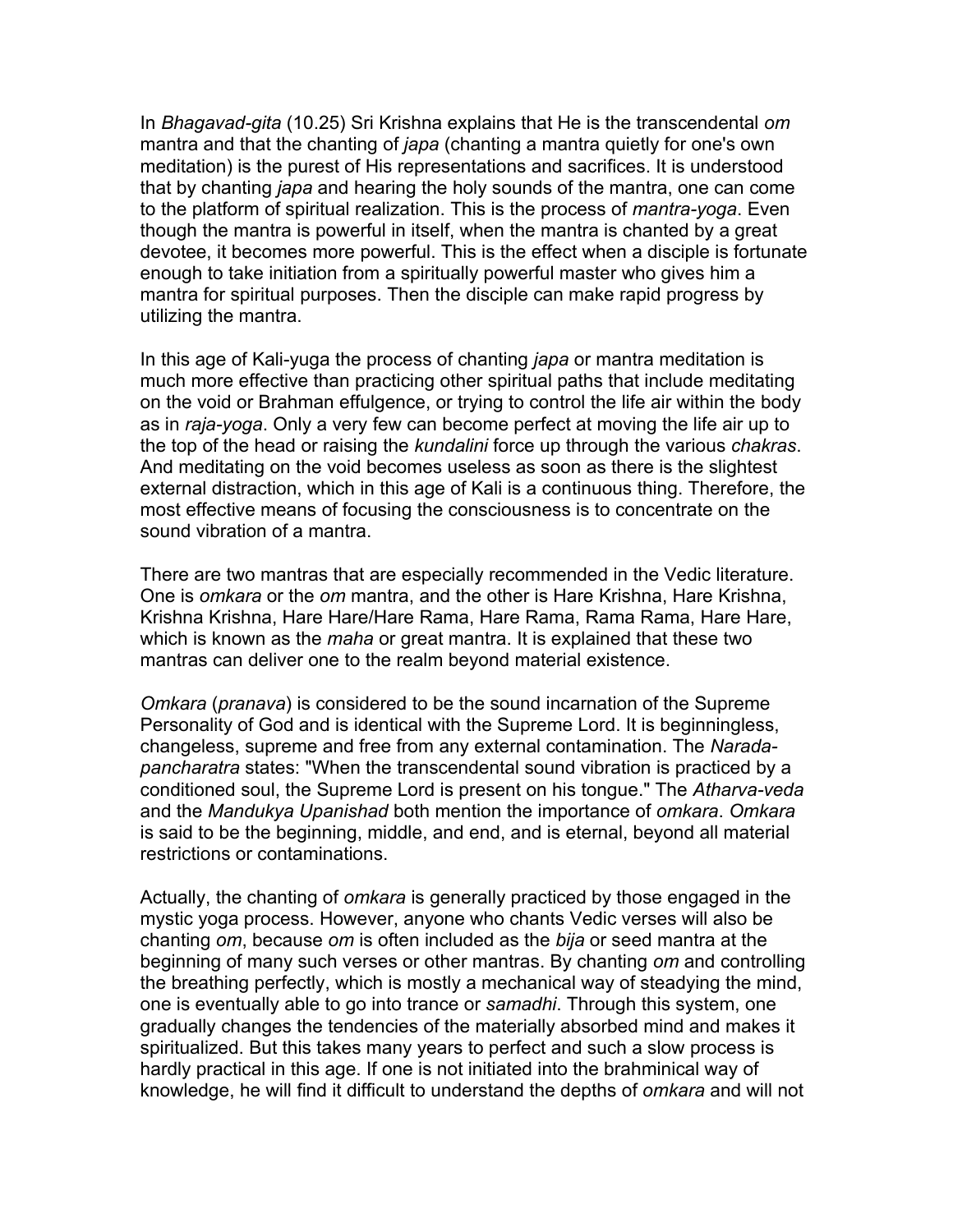In *Bhagavad-gita* (10.25) Sri Krishna explains that He is the transcendental *om* mantra and that the chanting of *japa* (chanting a mantra quietly for one's own meditation) is the purest of His representations and sacrifices. It is understood that by chanting *japa* and hearing the holy sounds of the mantra, one can come to the platform of spiritual realization. This is the process of *mantra-yoga*. Even though the mantra is powerful in itself, when the mantra is chanted by a great devotee, it becomes more powerful. This is the effect when a disciple is fortunate enough to take initiation from a spiritually powerful master who gives him a mantra for spiritual purposes. Then the disciple can make rapid progress by utilizing the mantra.

In this age of Kali-yuga the process of chanting *japa* or mantra meditation is much more effective than practicing other spiritual paths that include meditating on the void or Brahman effulgence, or trying to control the life air within the body as in *raja-yoga*. Only a very few can become perfect at moving the life air up to the top of the head or raising the *kundalini* force up through the various *chakras*. And meditating on the void becomes useless as soon as there is the slightest external distraction, which in this age of Kali is a continuous thing. Therefore, the most effective means of focusing the consciousness is to concentrate on the sound vibration of a mantra.

There are two mantras that are especially recommended in the Vedic literature. One is *omkara* or the *om* mantra, and the other is Hare Krishna, Hare Krishna, Krishna Krishna, Hare Hare/Hare Rama, Hare Rama, Rama Rama, Hare Hare, which is known as the *maha* or great mantra. It is explained that these two mantras can deliver one to the realm beyond material existence.

*Omkara* (*pranava*) is considered to be the sound incarnation of the Supreme Personality of God and is identical with the Supreme Lord. It is beginningless, changeless, supreme and free from any external contamination. The *Narada-pancharatra* states: "When the transcendental sound vibration is practiced by a conditioned soul, the Supreme Lord is present on his tongue." The *Atharva-veda* and the *Mandukya Upanishad* both mention the importance of *omkara*. *Omkara* is said to be the beginning, middle, and end, and is eternal, beyond all material restrictions or contaminations.

Actually, the chanting of *omkara* is generally practiced by those engaged in the mystic yoga process. However, anyone who chants Vedic verses will also be chanting *om*, because *om* is often included as the *bija* or seed mantra at the beginning of many such verses or other mantras. By chanting *om* and controlling the breathing perfectly, which is mostly a mechanical way of steadying the mind, one is eventually able to go into trance or *samadhi*. Through this system, one gradually changes the tendencies of the materially absorbed mind and makes it spiritualized. But this takes many years to perfect and such a slow process is hardly practical in this age. If one is not initiated into the brahminical way of knowledge, he will find it difficult to understand the depths of *omkara* and will not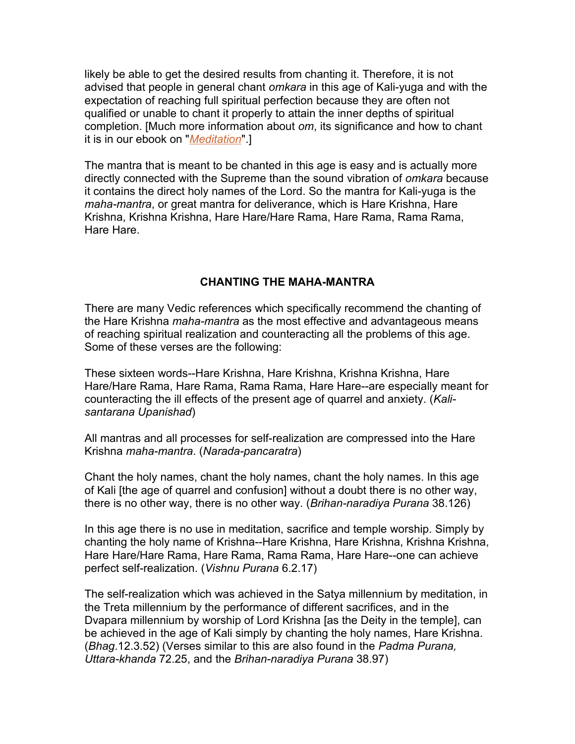likely be able to get the desired results from chanting it. Therefore, it is not advised that people in general chant *omkara* in this age of Kali-yuga and with the expectation of reaching full spiritual perfection because they are often not qualified or unable to chant it properly to attain the inner depths of spiritual completion. [Much more information about *om*, its significance and how to chant it is in our ebook on "*Meditation*".]

The mantra that is meant to be chanted in this age is easy and is actually more directly connected with the Supreme than the sound vibration of *omkara* because it contains the direct holy names of the Lord. So the mantra for Kali-yuga is the *maha-mantra*, or great mantra for deliverance, which is Hare Krishna, Hare Krishna, Krishna Krishna, Hare Hare/Hare Rama, Hare Rama, Rama Rama, Hare Hare.

## CHANTING THE MAHA-MANTRA

There are many Vedic references which specifically recommend the chanting of the Hare Krishna *maha-mantra* as the most effective and advantageous means of reaching spiritual realization and counteracting all the problems of this age. Some of these verses are the following:

These sixteen words--Hare Krishna, Hare Krishna, Krishna Krishna, Hare Hare/Hare Rama, Hare Rama, Rama Rama, Hare Hare--are especially meant for counteracting the ill effects of the present age of quarrel and anxiety. (*Kali-santarana Upanishad*)

All mantras and all processes for self-realization are compressed into the Hare Krishna *maha-mantra*. (*Narada-pancaratra*)

Chant the holy names, chant the holy names, chant the holy names. In this age of Kali [the age of quarrel and confusion] without a doubt there is no other way, there is no other way, there is no other way. (*Brihan-naradiya Purana* 38.126)

In this age there is no use in meditation, sacrifice and temple worship. Simply by chanting the holy name of Krishna--Hare Krishna, Hare Krishna, Krishna Krishna, Hare Hare/Hare Rama, Hare Rama, Rama Rama, Hare Hare--one can achieve perfect self-realization. (*Vishnu Purana* 6.2.17)

The self-realization which was achieved in the Satya millennium by meditation, in the Treta millennium by the performance of different sacrifices, and in the Dvapara millennium by worship of Lord Krishna [as the Deity in the temple], can be achieved in the age of Kali simply by chanting the holy names, Hare Krishna. (*Bhag*.12.3.52) (Verses similar to this are also found in the *Padma Purana, Uttara-khanda* 72.25, and the *Brihan-naradiya Purana* 38.97)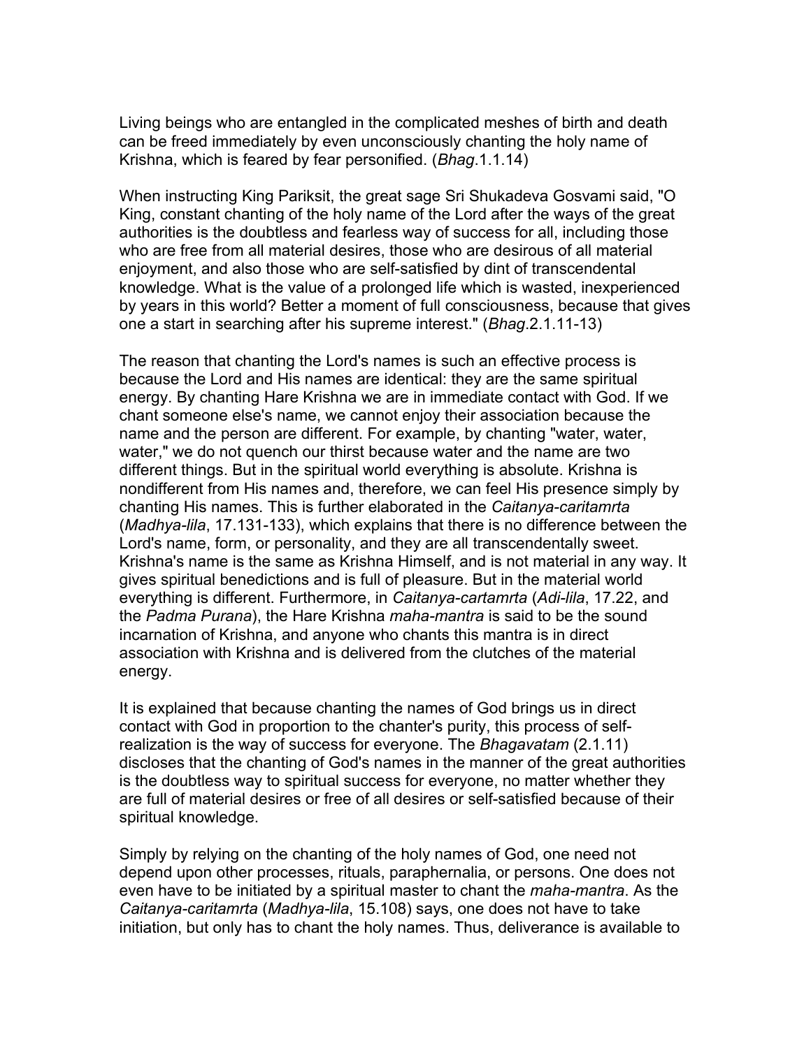Living beings who are entangled in the complicated meshes of birth and death can be freed immediately by even unconsciously chanting the holy name of Krishna, which is feared by fear personified. (*Bhag*.1.1.14)

When instructing King Pariksit, the great sage Sri Shukadeva Gosvami said, "O King, constant chanting of the holy name of the Lord after the ways of the great authorities is the doubtless and fearless way of success for all, including those who are free from all material desires, those who are desirous of all material enjoyment, and also those who are self-satisfied by dint of transcendental knowledge. What is the value of a prolonged life which is wasted, inexperienced by years in this world? Better a moment of full consciousness, because that gives one a start in searching after his supreme interest." (*Bhag*.2.1.11-13)

The reason that chanting the Lord's names is such an effective process is because the Lord and His names are identical: they are the same spiritual energy. By chanting Hare Krishna we are in immediate contact with God. If we chant someone else's name, we cannot enjoy their association because the name and the person are different. For example, by chanting "water, water, water," we do not quench our thirst because water and the name are two different things. But in the spiritual world everything is absolute. Krishna is nondifferent from His names and, therefore, we can feel His presence simply by chanting His names. This is further elaborated in the *Caitanya-caritamrta* (*Madhya-lila*, 17.131-133), which explains that there is no difference between the Lord's name, form, or personality, and they are all transcendentally sweet. Krishna's name is the same as Krishna Himself, and is not material in any way. It gives spiritual benedictions and is full of pleasure. But in the material world everything is different. Furthermore, in *Caitanya-cartamrta* (*Adi-lila*, 17.22, and the *Padma Purana*), the Hare Krishna *maha-mantra* is said to be the sound incarnation of Krishna, and anyone who chants this mantra is in direct association with Krishna and is delivered from the clutches of the material energy.

It is explained that because chanting the names of God brings us in direct contact with God in proportion to the chanter's purity, this process of self-realization is the way of success for everyone. The *Bhagavatam* (2.1.11) discloses that the chanting of God's names in the manner of the great authorities is the doubtless way to spiritual success for everyone, no matter whether they are full of material desires or free of all desires or self-satisfied because of their spiritual knowledge.

Simply by relying on the chanting of the holy names of God, one need not depend upon other processes, rituals, paraphernalia, or persons. One does not even have to be initiated by a spiritual master to chant the *maha-mantra*. As the *Caitanya-caritamrta* (*Madhya-lila*, 15.108) says, one does not have to take initiation, but only has to chant the holy names. Thus, deliverance is available to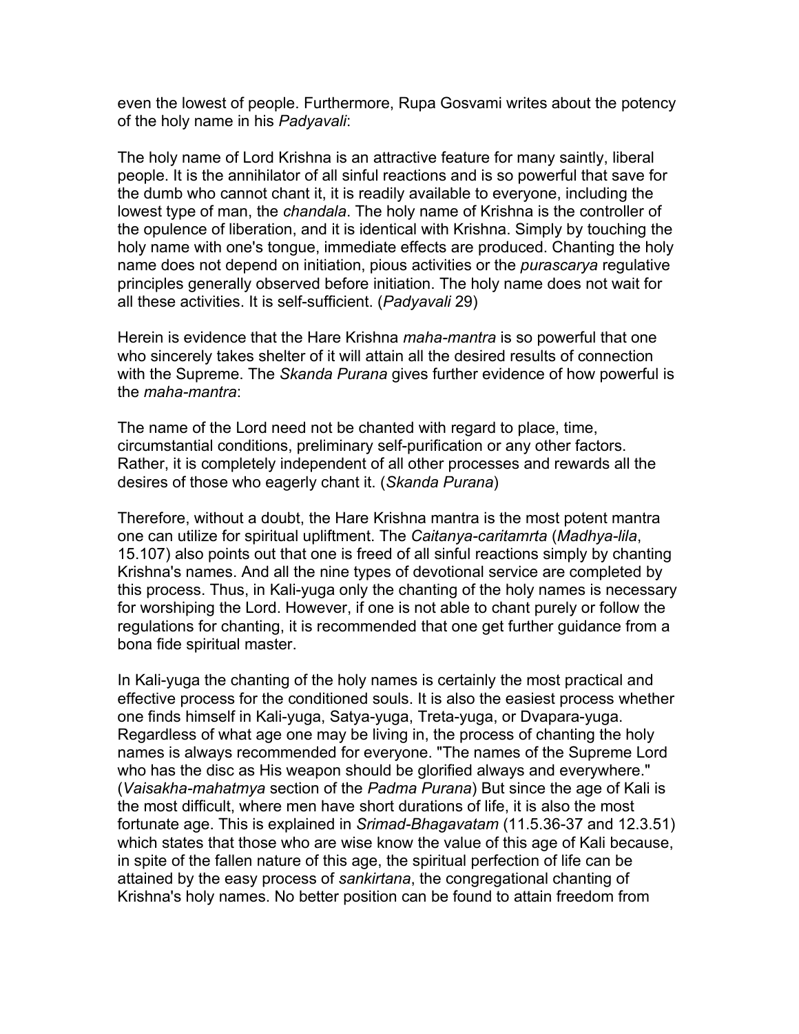even the lowest of people. Furthermore, Rupa Gosvami writes about the potency of the holy name in his *Padyavali*:

The holy name of Lord Krishna is an attractive feature for many saintly, liberal people. It is the annihilator of all sinful reactions and is so powerful that save for the dumb who cannot chant it, it is readily available to everyone, including the lowest type of man, the *chandala*. The holy name of Krishna is the controller of the opulence of liberation, and it is identical with Krishna. Simply by touching the holy name with one's tongue, immediate effects are produced. Chanting the holy name does not depend on initiation, pious activities or the *purascarya* regulative principles generally observed before initiation. The holy name does not wait for all these activities. It is self-sufficient. (*Padyavali* 29)

Herein is evidence that the Hare Krishna *maha-mantra* is so powerful that one who sincerely takes shelter of it will attain all the desired results of connection with the Supreme. The *Skanda Purana* gives further evidence of how powerful is the *maha-mantra*:

The name of the Lord need not be chanted with regard to place, time, circumstantial conditions, preliminary self-purification or any other factors. Rather, it is completely independent of all other processes and rewards all the desires of those who eagerly chant it. (*Skanda Purana*)

Therefore, without a doubt, the Hare Krishna mantra is the most potent mantra one can utilize for spiritual upliftment. The *Caitanya-caritamrta* (*Madhya-lila*, 15.107) also points out that one is freed of all sinful reactions simply by chanting Krishna's names. And all the nine types of devotional service are completed by this process. Thus, in Kali-yuga only the chanting of the holy names is necessary for worshiping the Lord. However, if one is not able to chant purely or follow the regulations for chanting, it is recommended that one get further guidance from a bona fide spiritual master.

In Kali-yuga the chanting of the holy names is certainly the most practical and effective process for the conditioned souls. It is also the easiest process whether one finds himself in Kali-yuga, Satya-yuga, Treta-yuga, or Dvapara-yuga. Regardless of what age one may be living in, the process of chanting the holy names is always recommended for everyone. "The names of the Supreme Lord who has the disc as His weapon should be glorified always and everywhere." (*Vaisakha-mahatmya* section of the *Padma Purana*) But since the age of Kali is the most difficult, where men have short durations of life, it is also the most fortunate age. This is explained in *Srimad-Bhagavatam* (11.5.36-37 and 12.3.51) which states that those who are wise know the value of this age of Kali because, in spite of the fallen nature of this age, the spiritual perfection of life can be attained by the easy process of *sankirtana*, the congregational chanting of Krishna's holy names. No better position can be found to attain freedom from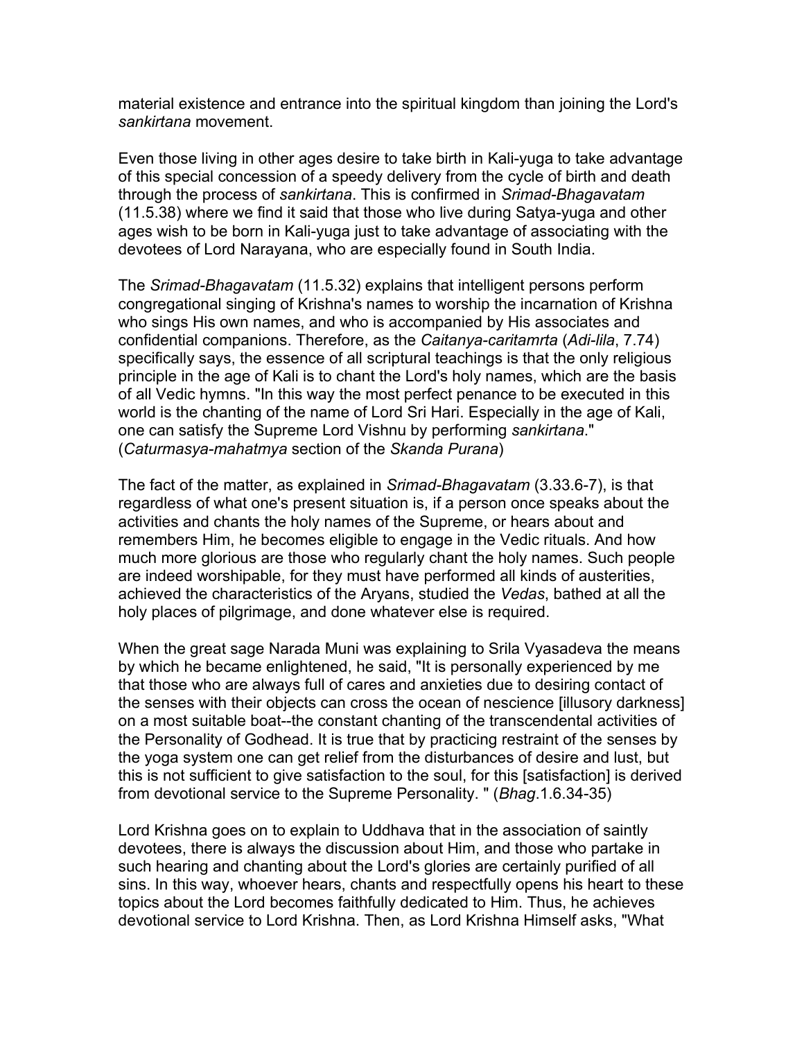material existence and entrance into the spiritual kingdom than joining the Lord's *sankirtana* movement.

Even those living in other ages desire to take birth in Kali-yuga to take advantage of this special concession of a speedy delivery from the cycle of birth and death through the process of *sankirtana*. This is confirmed in *Srimad-Bhagavatam* (11.5.38) where we find it said that those who live during Satya-yuga and other ages wish to be born in Kali-yuga just to take advantage of associating with the devotees of Lord Narayana, who are especially found in South India.

The *Srimad-Bhagavatam* (11.5.32) explains that intelligent persons perform congregational singing of Krishna's names to worship the incarnation of Krishna who sings His own names, and who is accompanied by His associates and confidential companions. Therefore, as the *Caitanya-caritamrta* (*Adi-lila*, 7.74) specifically says, the essence of all scriptural teachings is that the only religious principle in the age of Kali is to chant the Lord's holy names, which are the basis of all Vedic hymns. "In this way the most perfect penance to be executed in this world is the chanting of the name of Lord Sri Hari. Especially in the age of Kali, one can satisfy the Supreme Lord Vishnu by performing *sankirtana*." (*Caturmasya-mahatmya* section of the *Skanda Purana*)

The fact of the matter, as explained in *Srimad-Bhagavatam* (3.33.6-7), is that regardless of what one's present situation is, if a person once speaks about the activities and chants the holy names of the Supreme, or hears about and remembers Him, he becomes eligible to engage in the Vedic rituals. And how much more glorious are those who regularly chant the holy names. Such people are indeed worshipable, for they must have performed all kinds of austerities, achieved the characteristics of the Aryans, studied the *Vedas*, bathed at all the holy places of pilgrimage, and done whatever else is required.

When the great sage Narada Muni was explaining to Srila Vyasadeva the means by which he became enlightened, he said, "It is personally experienced by me that those who are always full of cares and anxieties due to desiring contact of the senses with their objects can cross the ocean of nescience [illusory darkness] on a most suitable boat--the constant chanting of the transcendental activities of the Personality of Godhead. It is true that by practicing restraint of the senses by the yoga system one can get relief from the disturbances of desire and lust, but this is not sufficient to give satisfaction to the soul, for this [satisfaction] is derived from devotional service to the Supreme Personality. " (*Bhag*.1.6.34-35)

Lord Krishna goes on to explain to Uddhava that in the association of saintly devotees, there is always the discussion about Him, and those who partake in such hearing and chanting about the Lord's glories are certainly purified of all sins. In this way, whoever hears, chants and respectfully opens his heart to these topics about the Lord becomes faithfully dedicated to Him. Thus, he achieves devotional service to Lord Krishna. Then, as Lord Krishna Himself asks, "What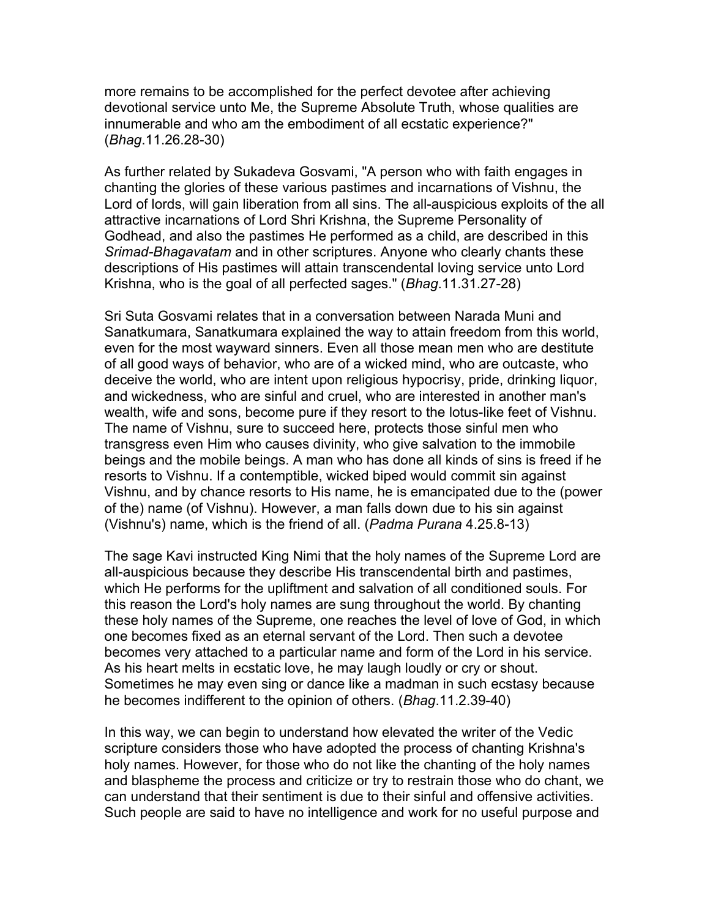more remains to be accomplished for the perfect devotee after achieving devotional service unto Me, the Supreme Absolute Truth, whose qualities are innumerable and who am the embodiment of all ecstatic experience?" (*Bhag*.11.26.28-30)

As further related by Sukadeva Gosvami, "A person who with faith engages in chanting the glories of these various pastimes and incarnations of Vishnu, the Lord of lords, will gain liberation from all sins. The all-auspicious exploits of the all attractive incarnations of Lord Shri Krishna, the Supreme Personality of Godhead, and also the pastimes He performed as a child, are described in this *Srimad-Bhagavatam* and in other scriptures. Anyone who clearly chants these descriptions of His pastimes will attain transcendental loving service unto Lord Krishna, who is the goal of all perfected sages." (*Bhag*.11.31.27-28)

Sri Suta Gosvami relates that in a conversation between Narada Muni and Sanatkumara, Sanatkumara explained the way to attain freedom from this world, even for the most wayward sinners. Even all those mean men who are destitute of all good ways of behavior, who are of a wicked mind, who are outcaste, who deceive the world, who are intent upon religious hypocrisy, pride, drinking liquor, and wickedness, who are sinful and cruel, who are interested in another man's wealth, wife and sons, become pure if they resort to the lotus-like feet of Vishnu. The name of Vishnu, sure to succeed here, protects those sinful men who transgress even Him who causes divinity, who give salvation to the immobile beings and the mobile beings. A man who has done all kinds of sins is freed if he resorts to Vishnu. If a contemptible, wicked biped would commit sin against Vishnu, and by chance resorts to His name, he is emancipated due to the (power of the) name (of Vishnu). However, a man falls down due to his sin against (Vishnu's) name, which is the friend of all. (*Padma Purana* 4.25.8-13)

The sage Kavi instructed King Nimi that the holy names of the Supreme Lord are all-auspicious because they describe His transcendental birth and pastimes, which He performs for the upliftment and salvation of all conditioned souls. For this reason the Lord's holy names are sung throughout the world. By chanting these holy names of the Supreme, one reaches the level of love of God, in which one becomes fixed as an eternal servant of the Lord. Then such a devotee becomes very attached to a particular name and form of the Lord in his service. As his heart melts in ecstatic love, he may laugh loudly or cry or shout. Sometimes he may even sing or dance like a madman in such ecstasy because he becomes indifferent to the opinion of others. (*Bhag*.11.2.39-40)

In this way, we can begin to understand how elevated the writer of the Vedic scripture considers those who have adopted the process of chanting Krishna's holy names. However, for those who do not like the chanting of the holy names and blaspheme the process and criticize or try to restrain those who do chant, we can understand that their sentiment is due to their sinful and offensive activities. Such people are said to have no intelligence and work for no useful purpose and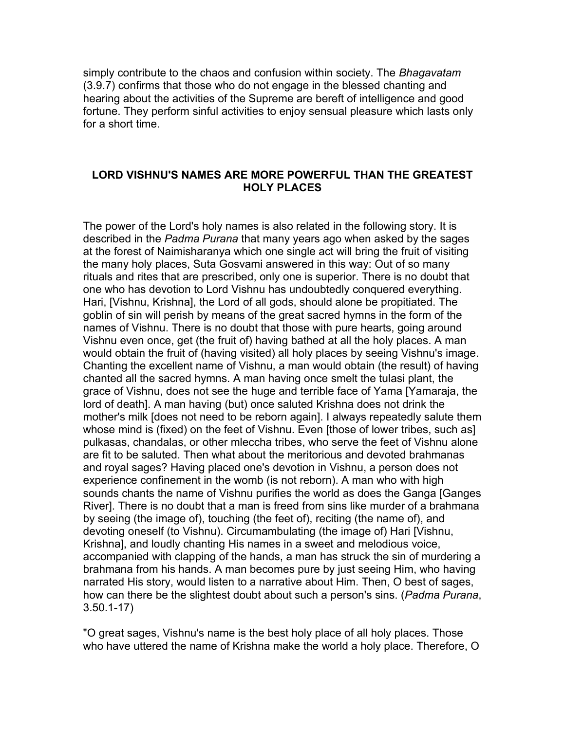simply contribute to the chaos and confusion within society. The *Bhagavatam* (3.9.7) confirms that those who do not engage in the blessed chanting and hearing about the activities of the Supreme are bereft of intelligence and good fortune. They perform sinful activities to enjoy sensual pleasure which lasts only for a short time.

## LORD VISHNU'S NAMES ARE MORE POWERFUL THAN THE GREATEST HOLY PLACES

The power of the Lord's holy names is also related in the following story. It is described in the *Padma Purana* that many years ago when asked by the sages at the forest of Naimisharanya which one single act will bring the fruit of visiting the many holy places, Suta Gosvami answered in this way: Out of so many rituals and rites that are prescribed, only one is superior. There is no doubt that one who has devotion to Lord Vishnu has undoubtedly conquered everything. Hari, [Vishnu, Krishna], the Lord of all gods, should alone be propitiated. The goblin of sin will perish by means of the great sacred hymns in the form of the names of Vishnu. There is no doubt that those with pure hearts, going around Vishnu even once, get (the fruit of) having bathed at all the holy places. A man would obtain the fruit of (having visited) all holy places by seeing Vishnu's image. Chanting the excellent name of Vishnu, a man would obtain (the result) of having chanted all the sacred hymns. A man having once smelt the tulasi plant, the grace of Vishnu, does not see the huge and terrible face of Yama [Yamaraja, the lord of death]. A man having (but) once saluted Krishna does not drink the mother's milk [does not need to be reborn again]. I always repeatedly salute them whose mind is (fixed) on the feet of Vishnu. Even [those of lower tribes, such as] pulkasas, chandalas, or other mleccha tribes, who serve the feet of Vishnu alone are fit to be saluted. Then what about the meritorious and devoted brahmanas and royal sages? Having placed one's devotion in Vishnu, a person does not experience confinement in the womb (is not reborn). A man who with high sounds chants the name of Vishnu purifies the world as does the Ganga [Ganges River]. There is no doubt that a man is freed from sins like murder of a brahmana by seeing (the image of), touching (the feet of), reciting (the name of), and devoting oneself (to Vishnu). Circumambulating (the image of) Hari [Vishnu, Krishna], and loudly chanting His names in a sweet and melodious voice, accompanied with clapping of the hands, a man has struck the sin of murdering a brahmana from his hands. A man becomes pure by just seeing Him, who having narrated His story, would listen to a narrative about Him. Then, O best of sages, how can there be the slightest doubt about such a person's sins. (*Padma Purana*, 3.50.1-17)

"O great sages, Vishnu's name is the best holy place of all holy places. Those who have uttered the name of Krishna make the world a holy place. Therefore, O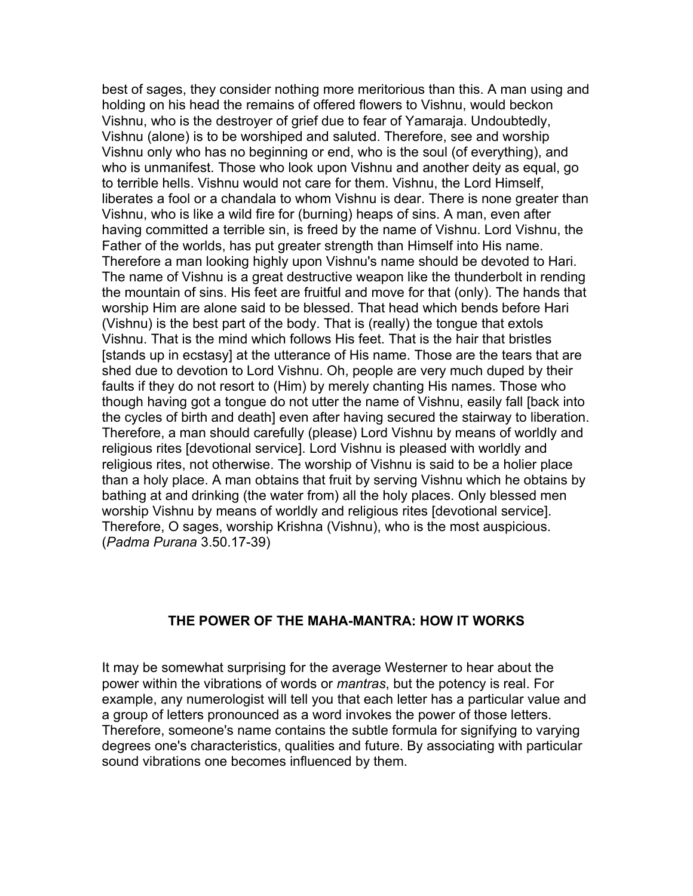best of sages, they consider nothing more meritorious than this. A man using and holding on his head the remains of offered flowers to Vishnu, would beckon Vishnu, who is the destroyer of grief due to fear of Yamaraja. Undoubtedly, Vishnu (alone) is to be worshiped and saluted. Therefore, see and worship Vishnu only who has no beginning or end, who is the soul (of everything), and who is unmanifest. Those who look upon Vishnu and another deity as equal, go to terrible hells. Vishnu would not care for them. Vishnu, the Lord Himself, liberates a fool or a chandala to whom Vishnu is dear. There is none greater than Vishnu, who is like a wild fire for (burning) heaps of sins. A man, even after having committed a terrible sin, is freed by the name of Vishnu. Lord Vishnu, the Father of the worlds, has put greater strength than Himself into His name. Therefore a man looking highly upon Vishnu's name should be devoted to Hari. The name of Vishnu is a great destructive weapon like the thunderbolt in rending the mountain of sins. His feet are fruitful and move for that (only). The hands that worship Him are alone said to be blessed. That head which bends before Hari (Vishnu) is the best part of the body. That is (really) the tongue that extols Vishnu. That is the mind which follows His feet. That is the hair that bristles [stands up in ecstasy] at the utterance of His name. Those are the tears that are shed due to devotion to Lord Vishnu. Oh, people are very much duped by their faults if they do not resort to (Him) by merely chanting His names. Those who though having got a tongue do not utter the name of Vishnu, easily fall [back into the cycles of birth and death] even after having secured the stairway to liberation. Therefore, a man should carefully (please) Lord Vishnu by means of worldly and religious rites [devotional service]. Lord Vishnu is pleased with worldly and religious rites, not otherwise. The worship of Vishnu is said to be a holier place than a holy place. A man obtains that fruit by serving Vishnu which he obtains by bathing at and drinking (the water from) all the holy places. Only blessed men worship Vishnu by means of worldly and religious rites [devotional service]. Therefore, O sages, worship Krishna (Vishnu), who is the most auspicious. (*Padma Purana* 3.50.17-39)

## THE POWER OF THE MAHA-MANTRA: HOW IT WORKS

It may be somewhat surprising for the average Westerner to hear about the power within the vibrations of words or *mantras*, but the potency is real. For example, any numerologist will tell you that each letter has a particular value and a group of letters pronounced as a word invokes the power of those letters. Therefore, someone's name contains the subtle formula for signifying to varying degrees one's characteristics, qualities and future. By associating with particular sound vibrations one becomes influenced by them.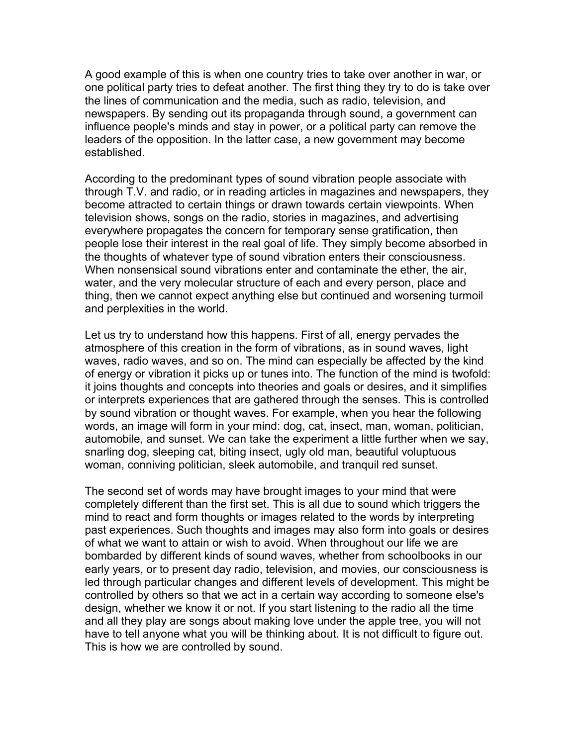A good example of this is when one country tries to take over another in war, or one political party tries to defeat another. The first thing they try to do is take over the lines of communication and the media, such as radio, television, and newspapers. By sending out its propaganda through sound, a government can influence people's minds and stay in power, or a political party can remove the leaders of the opposition. In the latter case, a new government may become established.

According to the predominant types of sound vibration people associate with through T.V. and radio, or in reading articles in magazines and newspapers, they become attracted to certain things or drawn towards certain viewpoints. When television shows, songs on the radio, stories in magazines, and advertising everywhere propagates the concern for temporary sense gratification, then people lose their interest in the real goal of life. They simply become absorbed in the thoughts of whatever type of sound vibration enters their consciousness. When nonsensical sound vibrations enter and contaminate the ether, the air, water, and the very molecular structure of each and every person, place and thing, then we cannot expect anything else but continued and worsening turmoil and perplexities in the world.

Let us try to understand how this happens. First of all, energy pervades the atmosphere of this creation in the form of vibrations, as in sound waves, light waves, radio waves, and so on. The mind can especially be affected by the kind of energy or vibration it picks up or tunes into. The function of the mind is twofold: it joins thoughts and concepts into theories and goals or desires, and it simplifies or interprets experiences that are gathered through the senses. This is controlled by sound vibration or thought waves. For example, when you hear the following words, an image will form in your mind: dog, cat, insect, man, woman, politician, automobile, and sunset. We can take the experiment a little further when we say, snarling dog, sleeping cat, biting insect, ugly old man, beautiful voluptuous woman, conniving politician, sleek automobile, and tranquil red sunset.

The second set of words may have brought images to your mind that were completely different than the first set. This is all due to sound which triggers the mind to react and form thoughts or images related to the words by interpreting past experiences. Such thoughts and images may also form into goals or desires of what we want to attain or wish to avoid. When throughout our life we are bombarded by different kinds of sound waves, whether from schoolbooks in our early years, or to present day radio, television, and movies, our consciousness is led through particular changes and different levels of development. This might be controlled by others so that we act in a certain way according to someone else's design, whether we know it or not. If you start listening to the radio all the time and all they play are songs about making love under the apple tree, you will not have to tell anyone what you will be thinking about. It is not difficult to figure out. This is how we are controlled by sound.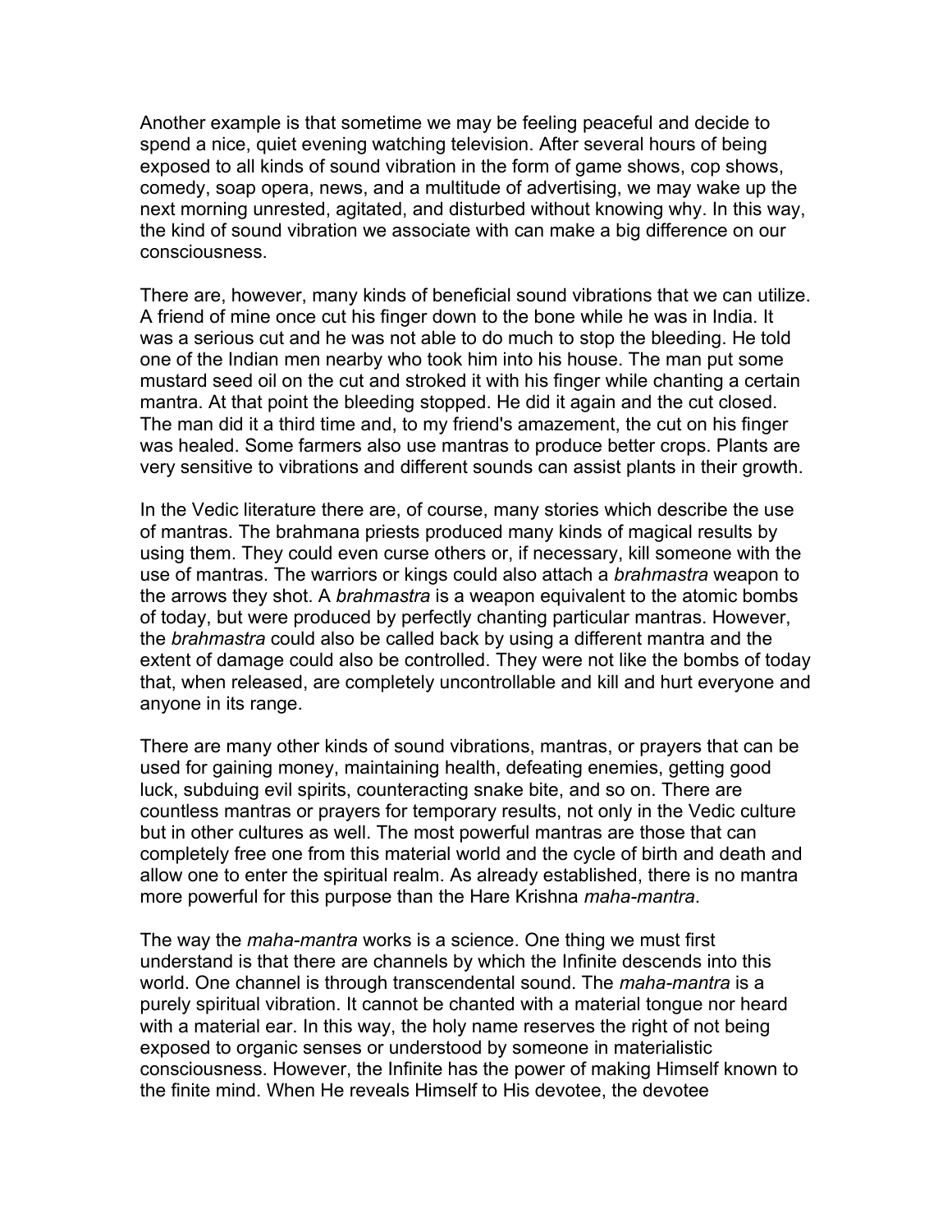Another example is that sometime we may be feeling peaceful and decide to spend a nice, quiet evening watching television. After several hours of being exposed to all kinds of sound vibration in the form of game shows, cop shows, comedy, soap opera, news, and a multitude of advertising, we may wake up the next morning unrested, agitated, and disturbed without knowing why. In this way, the kind of sound vibration we associate with can make a big difference on our consciousness.

There are, however, many kinds of beneficial sound vibrations that we can utilize. A friend of mine once cut his finger down to the bone while he was in India. It was a serious cut and he was not able to do much to stop the bleeding. He told one of the Indian men nearby who took him into his house. The man put some mustard seed oil on the cut and stroked it with his finger while chanting a certain mantra. At that point the bleeding stopped. He did it again and the cut closed. The man did it a third time and, to my friend's amazement, the cut on his finger was healed. Some farmers also use mantras to produce better crops. Plants are very sensitive to vibrations and different sounds can assist plants in their growth.

In the Vedic literature there are, of course, many stories which describe the use of mantras. The brahmana priests produced many kinds of magical results by using them. They could even curse others or, if necessary, kill someone with the use of mantras. The warriors or kings could also attach a *brahmastra* weapon to the arrows they shot. A *brahmastra* is a weapon equivalent to the atomic bombs of today, but were produced by perfectly chanting particular mantras. However, the *brahmastra* could also be called back by using a different mantra and the extent of damage could also be controlled. They were not like the bombs of today that, when released, are completely uncontrollable and kill and hurt everyone and anyone in its range.

There are many other kinds of sound vibrations, mantras, or prayers that can be used for gaining money, maintaining health, defeating enemies, getting good luck, subduing evil spirits, counteracting snake bite, and so on. There are countless mantras or prayers for temporary results, not only in the Vedic culture but in other cultures as well. The most powerful mantras are those that can completely free one from this material world and the cycle of birth and death and allow one to enter the spiritual realm. As already established, there is no mantra more powerful for this purpose than the Hare Krishna *maha-mantra*.

The way the *maha-mantra* works is a science. One thing we must first understand is that there are channels by which the Infinite descends into this world. One channel is through transcendental sound. The *maha-mantra* is a purely spiritual vibration. It cannot be chanted with a material tongue nor heard with a material ear. In this way, the holy name reserves the right of not being exposed to organic senses or understood by someone in materialistic consciousness. However, the Infinite has the power of making Himself known to the finite mind. When He reveals Himself to His devotee, the devotee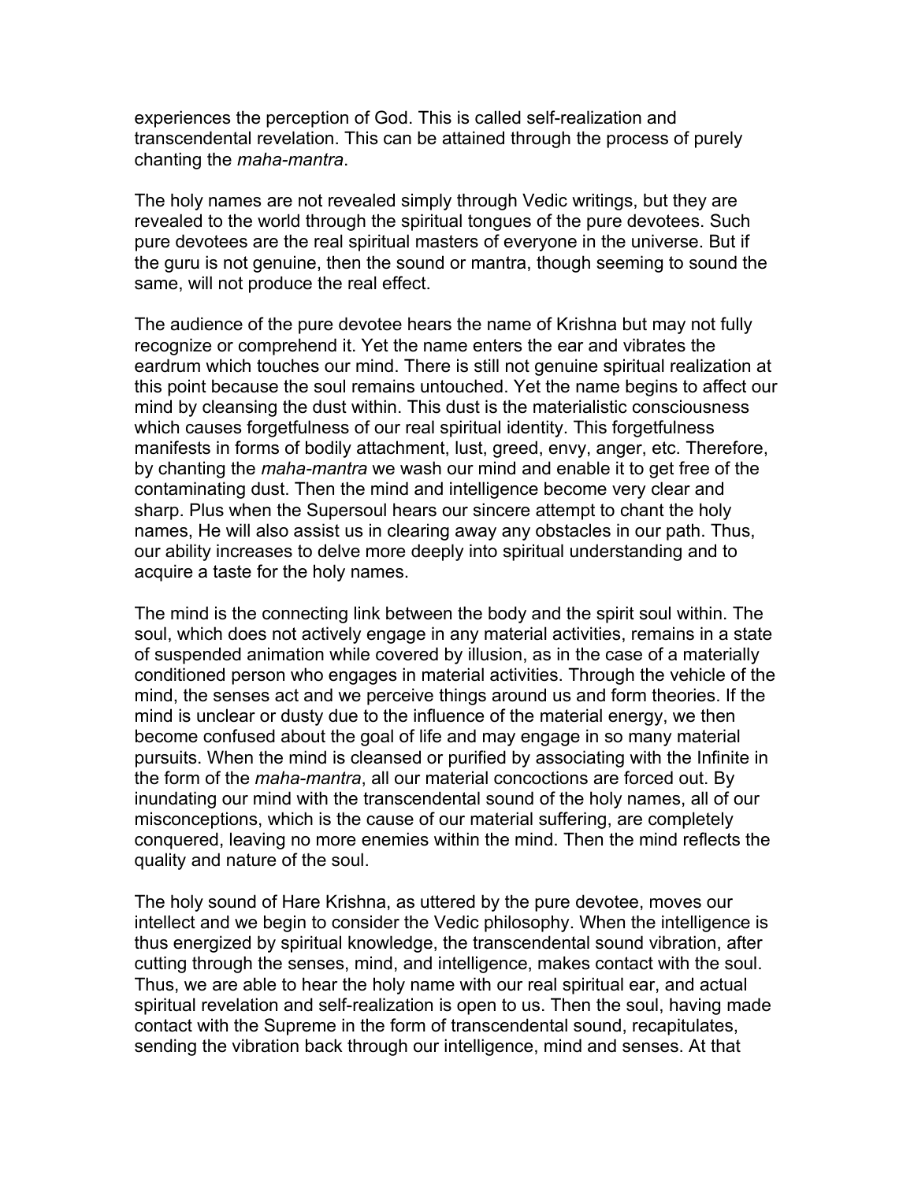experiences the perception of God. This is called self-realization and transcendental revelation. This can be attained through the process of purely chanting the *maha-mantra*.

The holy names are not revealed simply through Vedic writings, but they are revealed to the world through the spiritual tongues of the pure devotees. Such pure devotees are the real spiritual masters of everyone in the universe. But if the guru is not genuine, then the sound or mantra, though seeming to sound the same, will not produce the real effect.

The audience of the pure devotee hears the name of Krishna but may not fully recognize or comprehend it. Yet the name enters the ear and vibrates the eardrum which touches our mind. There is still not genuine spiritual realization at this point because the soul remains untouched. Yet the name begins to affect our mind by cleansing the dust within. This dust is the materialistic consciousness which causes forgetfulness of our real spiritual identity. This forgetfulness manifests in forms of bodily attachment, lust, greed, envy, anger, etc. Therefore, by chanting the *maha-mantra* we wash our mind and enable it to get free of the contaminating dust. Then the mind and intelligence become very clear and sharp. Plus when the Supersoul hears our sincere attempt to chant the holy names, He will also assist us in clearing away any obstacles in our path. Thus, our ability increases to delve more deeply into spiritual understanding and to acquire a taste for the holy names.

The mind is the connecting link between the body and the spirit soul within. The soul, which does not actively engage in any material activities, remains in a state of suspended animation while covered by illusion, as in the case of a materially conditioned person who engages in material activities. Through the vehicle of the mind, the senses act and we perceive things around us and form theories. If the mind is unclear or dusty due to the influence of the material energy, we then become confused about the goal of life and may engage in so many material pursuits. When the mind is cleansed or purified by associating with the Infinite in the form of the *maha-mantra*, all our material concoctions are forced out. By inundating our mind with the transcendental sound of the holy names, all of our misconceptions, which is the cause of our material suffering, are completely conquered, leaving no more enemies within the mind. Then the mind reflects the quality and nature of the soul.

The holy sound of Hare Krishna, as uttered by the pure devotee, moves our intellect and we begin to consider the Vedic philosophy. When the intelligence is thus energized by spiritual knowledge, the transcendental sound vibration, after cutting through the senses, mind, and intelligence, makes contact with the soul. Thus, we are able to hear the holy name with our real spiritual ear, and actual spiritual revelation and self-realization is open to us. Then the soul, having made contact with the Supreme in the form of transcendental sound, recapitulates, sending the vibration back through our intelligence, mind and senses. At that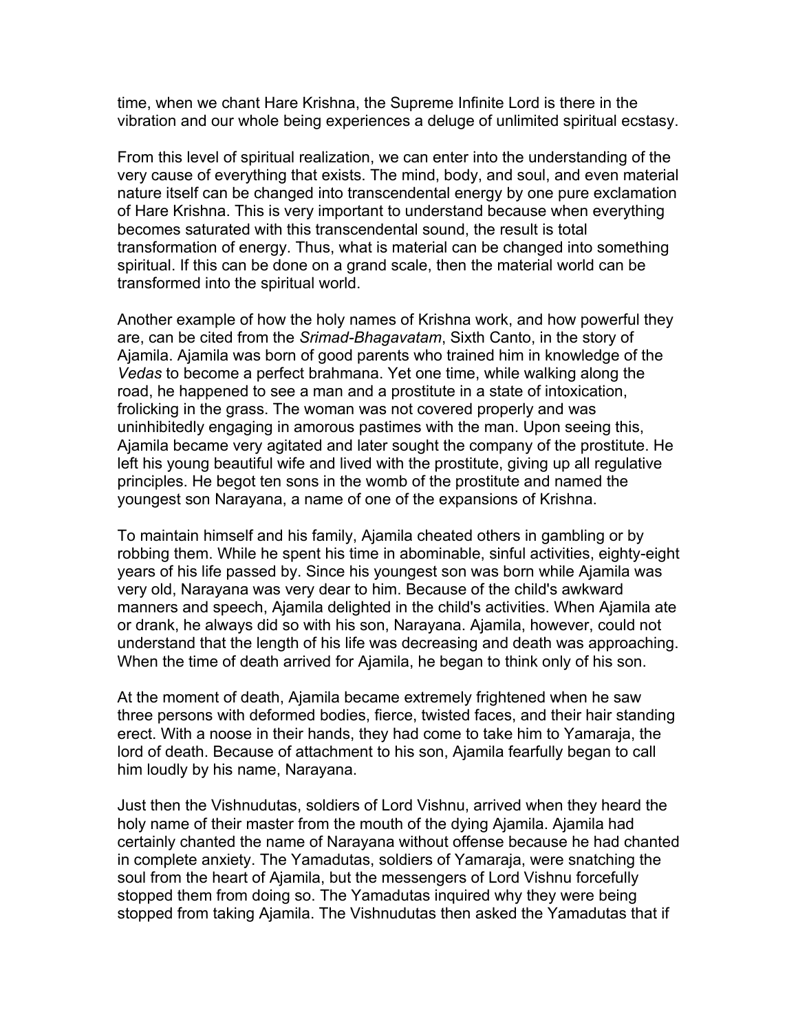time, when we chant Hare Krishna, the Supreme Infinite Lord is there in the vibration and our whole being experiences a deluge of unlimited spiritual ecstasy.

From this level of spiritual realization, we can enter into the understanding of the very cause of everything that exists. The mind, body, and soul, and even material nature itself can be changed into transcendental energy by one pure exclamation of Hare Krishna. This is very important to understand because when everything becomes saturated with this transcendental sound, the result is total transformation of energy. Thus, what is material can be changed into something spiritual. If this can be done on a grand scale, then the material world can be transformed into the spiritual world.

Another example of how the holy names of Krishna work, and how powerful they are, can be cited from the *Srimad-Bhagavatam*, Sixth Canto, in the story of Ajamila. Ajamila was born of good parents who trained him in knowledge of the *Vedas* to become a perfect brahmana. Yet one time, while walking along the road, he happened to see a man and a prostitute in a state of intoxication, frolicking in the grass. The woman was not covered properly and was uninhibitedly engaging in amorous pastimes with the man. Upon seeing this, Ajamila became very agitated and later sought the company of the prostitute. He left his young beautiful wife and lived with the prostitute, giving up all regulative principles. He begot ten sons in the womb of the prostitute and named the youngest son Narayana, a name of one of the expansions of Krishna.

To maintain himself and his family, Ajamila cheated others in gambling or by robbing them. While he spent his time in abominable, sinful activities, eighty-eight years of his life passed by. Since his youngest son was born while Ajamila was very old, Narayana was very dear to him. Because of the child's awkward manners and speech, Ajamila delighted in the child's activities. When Ajamila ate or drank, he always did so with his son, Narayana. Ajamila, however, could not understand that the length of his life was decreasing and death was approaching. When the time of death arrived for Ajamila, he began to think only of his son.

At the moment of death, Ajamila became extremely frightened when he saw three persons with deformed bodies, fierce, twisted faces, and their hair standing erect. With a noose in their hands, they had come to take him to Yamaraja, the lord of death. Because of attachment to his son, Ajamila fearfully began to call him loudly by his name, Narayana.

Just then the Vishnudutas, soldiers of Lord Vishnu, arrived when they heard the holy name of their master from the mouth of the dying Ajamila. Ajamila had certainly chanted the name of Narayana without offense because he had chanted in complete anxiety. The Yamadutas, soldiers of Yamaraja, were snatching the soul from the heart of Ajamila, but the messengers of Lord Vishnu forcefully stopped them from doing so. The Yamadutas inquired why they were being stopped from taking Ajamila. The Vishnudutas then asked the Yamadutas that if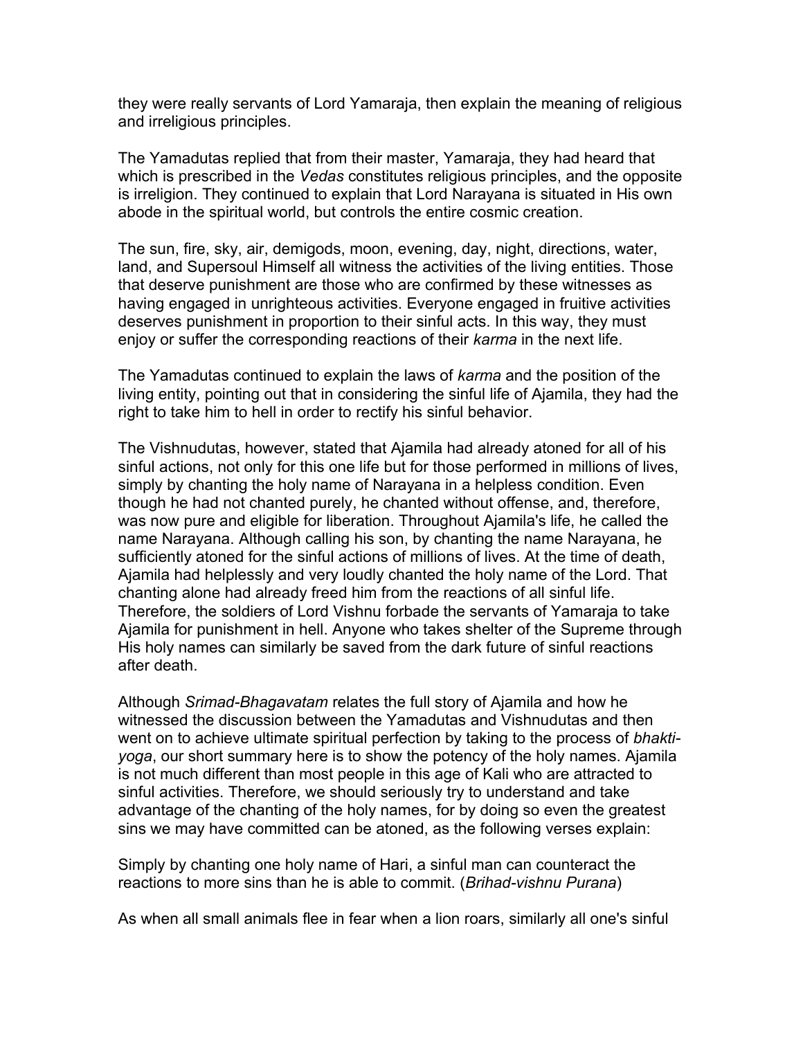they were really servants of Lord Yamaraja, then explain the meaning of religious and irreligious principles.

The Yamadutas replied that from their master, Yamaraja, they had heard that which is prescribed in the *Vedas* constitutes religious principles, and the opposite is irreligion. They continued to explain that Lord Narayana is situated in His own abode in the spiritual world, but controls the entire cosmic creation.

The sun, fire, sky, air, demigods, moon, evening, day, night, directions, water, land, and Supersoul Himself all witness the activities of the living entities. Those that deserve punishment are those who are confirmed by these witnesses as having engaged in unrighteous activities. Everyone engaged in fruitive activities deserves punishment in proportion to their sinful acts. In this way, they must enjoy or suffer the corresponding reactions of their *karma* in the next life.

The Yamadutas continued to explain the laws of *karma* and the position of the living entity, pointing out that in considering the sinful life of Ajamila, they had the right to take him to hell in order to rectify his sinful behavior.

The Vishnudutas, however, stated that Ajamila had already atoned for all of his sinful actions, not only for this one life but for those performed in millions of lives, simply by chanting the holy name of Narayana in a helpless condition. Even though he had not chanted purely, he chanted without offense, and, therefore, was now pure and eligible for liberation. Throughout Ajamila's life, he called the name Narayana. Although calling his son, by chanting the name Narayana, he sufficiently atoned for the sinful actions of millions of lives. At the time of death, Ajamila had helplessly and very loudly chanted the holy name of the Lord. That chanting alone had already freed him from the reactions of all sinful life. Therefore, the soldiers of Lord Vishnu forbade the servants of Yamaraja to take Ajamila for punishment in hell. Anyone who takes shelter of the Supreme through His holy names can similarly be saved from the dark future of sinful reactions after death.

Although *Srimad-Bhagavatam* relates the full story of Ajamila and how he witnessed the discussion between the Yamadutas and Vishnudutas and then went on to achieve ultimate spiritual perfection by taking to the process of *bhakti-yoga*, our short summary here is to show the potency of the holy names. Ajamila is not much different than most people in this age of Kali who are attracted to sinful activities. Therefore, we should seriously try to understand and take advantage of the chanting of the holy names, for by doing so even the greatest sins we may have committed can be atoned, as the following verses explain:

Simply by chanting one holy name of Hari, a sinful man can counteract the reactions to more sins than he is able to commit. (*Brihad-vishnu Purana*)

As when all small animals flee in fear when a lion roars, similarly all one's sinful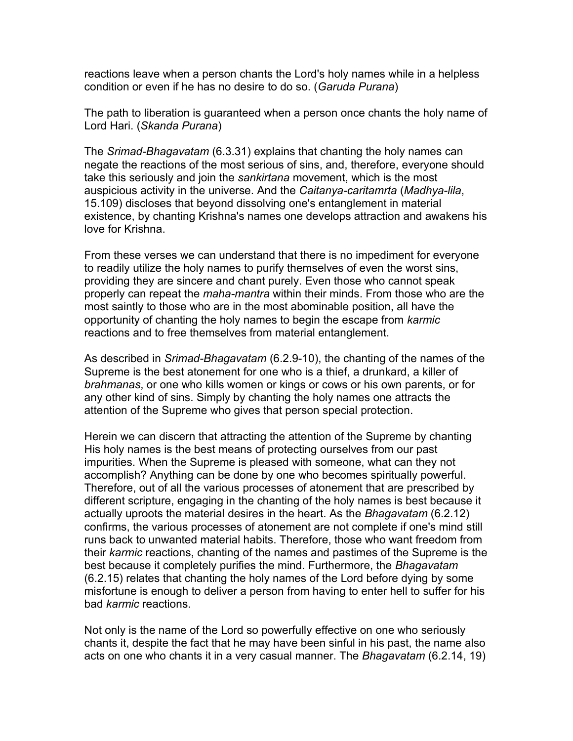reactions leave when a person chants the Lord's holy names while in a helpless condition or even if he has no desire to do so. (*Garuda Purana*)

The path to liberation is guaranteed when a person once chants the holy name of Lord Hari. (*Skanda Purana*)

The *Srimad-Bhagavatam* (6.3.31) explains that chanting the holy names can negate the reactions of the most serious of sins, and, therefore, everyone should take this seriously and join the *sankirtana* movement, which is the most auspicious activity in the universe. And the *Caitanya-caritamrta* (*Madhya-lila*, 15.109) discloses that beyond dissolving one's entanglement in material existence, by chanting Krishna's names one develops attraction and awakens his love for Krishna.

From these verses we can understand that there is no impediment for everyone to readily utilize the holy names to purify themselves of even the worst sins, providing they are sincere and chant purely. Even those who cannot speak properly can repeat the *maha-mantra* within their minds. From those who are the most saintly to those who are in the most abominable position, all have the opportunity of chanting the holy names to begin the escape from *karmic* reactions and to free themselves from material entanglement.

As described in *Srimad-Bhagavatam* (6.2.9-10), the chanting of the names of the Supreme is the best atonement for one who is a thief, a drunkard, a killer of *brahmanas*, or one who kills women or kings or cows or his own parents, or for any other kind of sins. Simply by chanting the holy names one attracts the attention of the Supreme who gives that person special protection.

Herein we can discern that attracting the attention of the Supreme by chanting His holy names is the best means of protecting ourselves from our past impurities. When the Supreme is pleased with someone, what can they not accomplish? Anything can be done by one who becomes spiritually powerful. Therefore, out of all the various processes of atonement that are prescribed by different scripture, engaging in the chanting of the holy names is best because it actually uproots the material desires in the heart. As the *Bhagavatam* (6.2.12) confirms, the various processes of atonement are not complete if one's mind still runs back to unwanted material habits. Therefore, those who want freedom from their *karmic* reactions, chanting of the names and pastimes of the Supreme is the best because it completely purifies the mind. Furthermore, the *Bhagavatam* (6.2.15) relates that chanting the holy names of the Lord before dying by some misfortune is enough to deliver a person from having to enter hell to suffer for his bad *karmic* reactions.

Not only is the name of the Lord so powerfully effective on one who seriously chants it, despite the fact that he may have been sinful in his past, the name also acts on one who chants it in a very casual manner. The *Bhagavatam* (6.2.14, 19)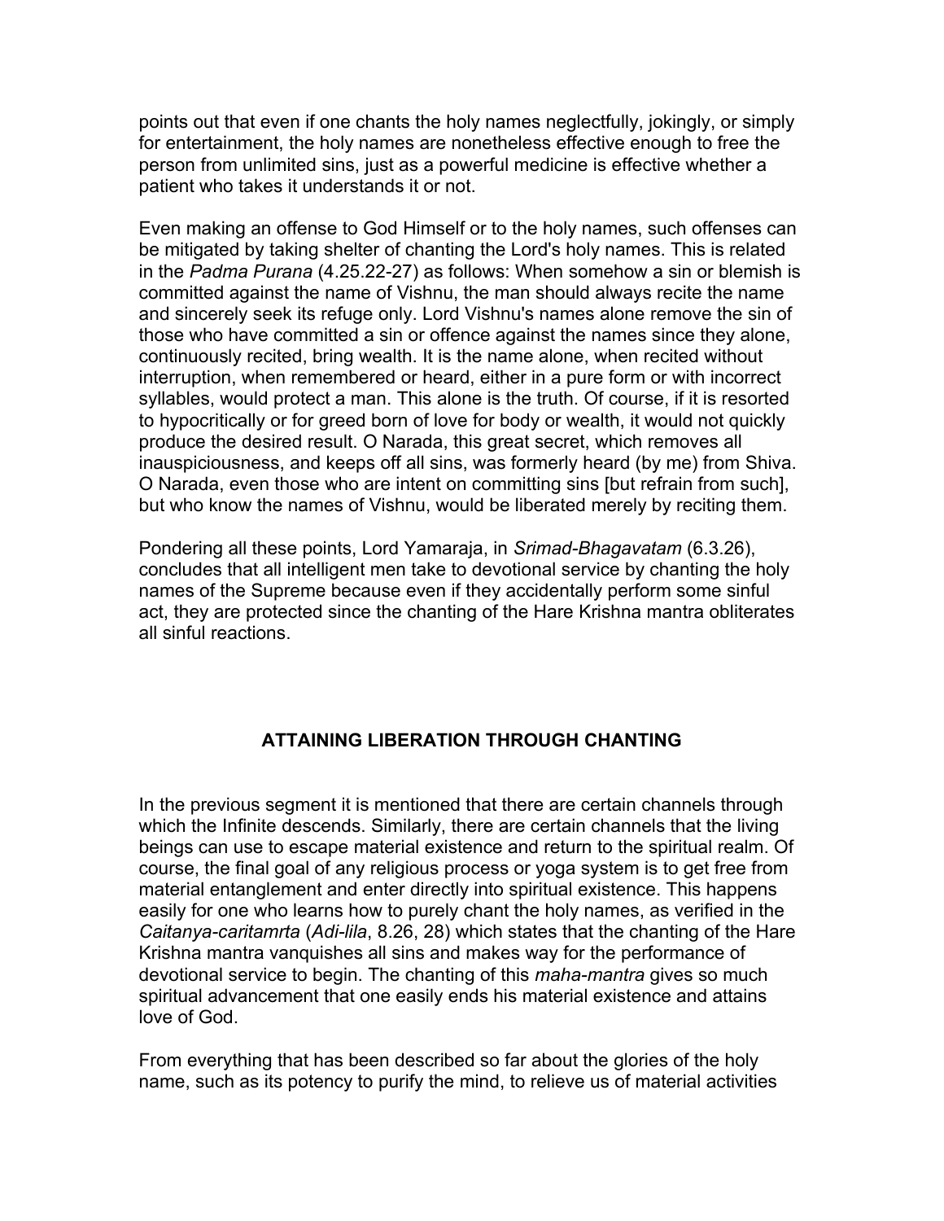points out that even if one chants the holy names neglectfully, jokingly, or simply for entertainment, the holy names are nonetheless effective enough to free the person from unlimited sins, just as a powerful medicine is effective whether a patient who takes it understands it or not.

Even making an offense to God Himself or to the holy names, such offenses can be mitigated by taking shelter of chanting the Lord's holy names. This is related in the *Padma Purana* (4.25.22-27) as follows: When somehow a sin or blemish is committed against the name of Vishnu, the man should always recite the name and sincerely seek its refuge only. Lord Vishnu's names alone remove the sin of those who have committed a sin or offence against the names since they alone, continuously recited, bring wealth. It is the name alone, when recited without interruption, when remembered or heard, either in a pure form or with incorrect syllables, would protect a man. This alone is the truth. Of course, if it is resorted to hypocritically or for greed born of love for body or wealth, it would not quickly produce the desired result. O Narada, this great secret, which removes all inauspiciousness, and keeps off all sins, was formerly heard (by me) from Shiva. O Narada, even those who are intent on committing sins [but refrain from such], but who know the names of Vishnu, would be liberated merely by reciting them.

Pondering all these points, Lord Yamaraja, in *Srimad-Bhagavatam* (6.3.26), concludes that all intelligent men take to devotional service by chanting the holy names of the Supreme because even if they accidentally perform some sinful act, they are protected since the chanting of the Hare Krishna mantra obliterates all sinful reactions.

## ATTAINING LIBERATION THROUGH CHANTING

In the previous segment it is mentioned that there are certain channels through which the Infinite descends. Similarly, there are certain channels that the living beings can use to escape material existence and return to the spiritual realm. Of course, the final goal of any religious process or yoga system is to get free from material entanglement and enter directly into spiritual existence. This happens easily for one who learns how to purely chant the holy names, as verified in the *Caitanya-caritamrta* (*Adi-lila*, 8.26, 28) which states that the chanting of the Hare Krishna mantra vanquishes all sins and makes way for the performance of devotional service to begin. The chanting of this *maha-mantra* gives so much spiritual advancement that one easily ends his material existence and attains love of God.

From everything that has been described so far about the glories of the holy name, such as its potency to purify the mind, to relieve us of material activities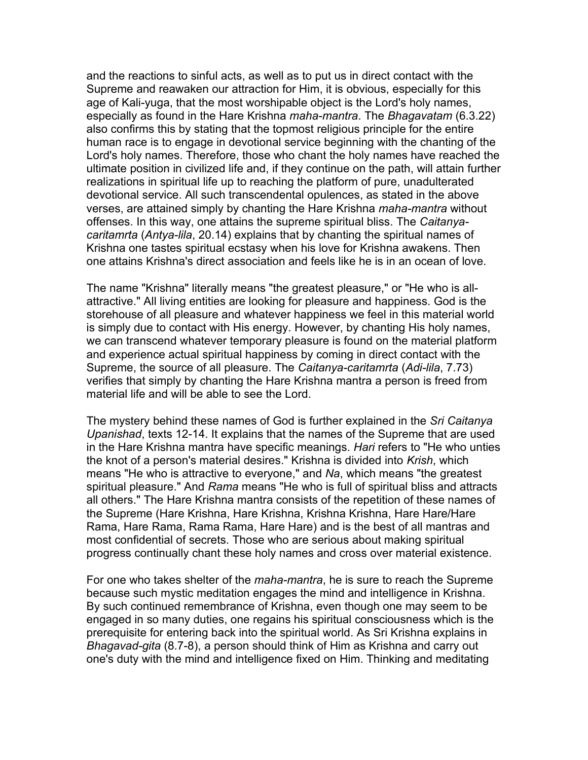and the reactions to sinful acts, as well as to put us in direct contact with the Supreme and reawaken our attraction for Him, it is obvious, especially for this age of Kali-yuga, that the most worshipable object is the Lord's holy names, especially as found in the Hare Krishna *maha-mantra*. The *Bhagavatam* (6.3.22) also confirms this by stating that the topmost religious principle for the entire human race is to engage in devotional service beginning with the chanting of the Lord's holy names. Therefore, those who chant the holy names have reached the ultimate position in civilized life and, if they continue on the path, will attain further realizations in spiritual life up to reaching the platform of pure, unadulterated devotional service. All such transcendental opulences, as stated in the above verses, are attained simply by chanting the Hare Krishna *maha-mantra* without offenses. In this way, one attains the supreme spiritual bliss. The *Caitanya-caritamrta* (*Antya-lila*, 20.14) explains that by chanting the spiritual names of Krishna one tastes spiritual ecstasy when his love for Krishna awakens. Then one attains Krishna's direct association and feels like he is in an ocean of love.

The name "Krishna" literally means "the greatest pleasure," or "He who is all-attractive." All living entities are looking for pleasure and happiness. God is the storehouse of all pleasure and whatever happiness we feel in this material world is simply due to contact with His energy. However, by chanting His holy names, we can transcend whatever temporary pleasure is found on the material platform and experience actual spiritual happiness by coming in direct contact with the Supreme, the source of all pleasure. The *Caitanya-caritamrta* (*Adi-lila*, 7.73) verifies that simply by chanting the Hare Krishna mantra a person is freed from material life and will be able to see the Lord.

The mystery behind these names of God is further explained in the *Sri Caitanya Upanishad*, texts 12-14. It explains that the names of the Supreme that are used in the Hare Krishna mantra have specific meanings. *Hari* refers to "He who unties the knot of a person's material desires." Krishna is divided into *Krish*, which means "He who is attractive to everyone," and *Na*, which means "the greatest spiritual pleasure." And *Rama* means "He who is full of spiritual bliss and attracts all others." The Hare Krishna mantra consists of the repetition of these names of the Supreme (Hare Krishna, Hare Krishna, Krishna Krishna, Hare Hare/Hare Rama, Hare Rama, Rama Rama, Hare Hare) and is the best of all mantras and most confidential of secrets. Those who are serious about making spiritual progress continually chant these holy names and cross over material existence.

For one who takes shelter of the *maha-mantra*, he is sure to reach the Supreme because such mystic meditation engages the mind and intelligence in Krishna. By such continued remembrance of Krishna, even though one may seem to be engaged in so many duties, one regains his spiritual consciousness which is the prerequisite for entering back into the spiritual world. As Sri Krishna explains in *Bhagavad-gita* (8.7-8), a person should think of Him as Krishna and carry out one's duty with the mind and intelligence fixed on Him. Thinking and meditating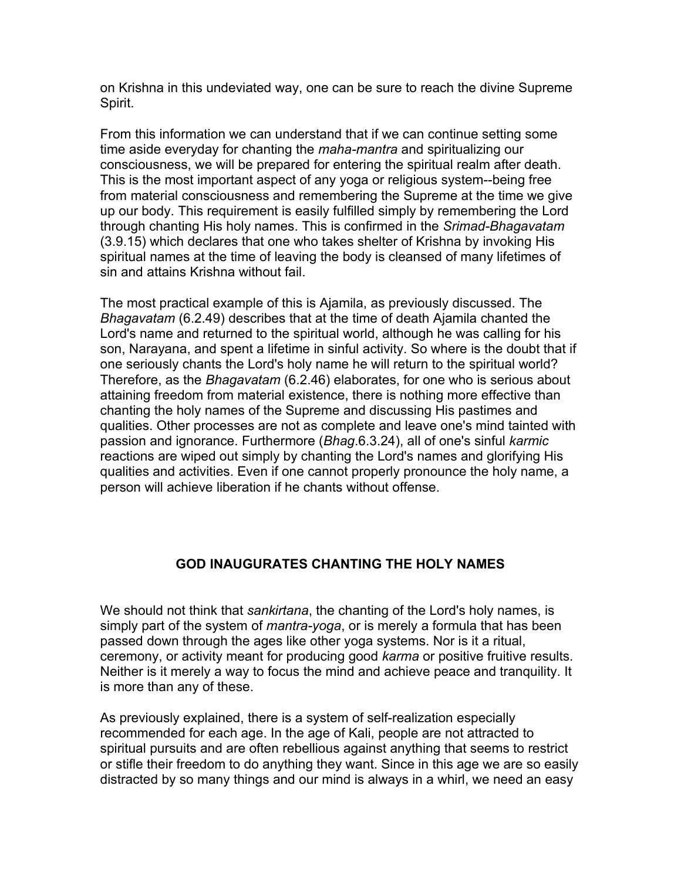on Krishna in this undeviated way, one can be sure to reach the divine Supreme Spirit.

From this information we can understand that if we can continue setting some time aside everyday for chanting the *maha-mantra* and spiritualizing our consciousness, we will be prepared for entering the spiritual realm after death. This is the most important aspect of any yoga or religious system--being free from material consciousness and remembering the Supreme at the time we give up our body. This requirement is easily fulfilled simply by remembering the Lord through chanting His holy names. This is confirmed in the *Srimad-Bhagavatam* (3.9.15) which declares that one who takes shelter of Krishna by invoking His spiritual names at the time of leaving the body is cleansed of many lifetimes of sin and attains Krishna without fail.

The most practical example of this is Ajamila, as previously discussed. The *Bhagavatam* (6.2.49) describes that at the time of death Ajamila chanted the Lord's name and returned to the spiritual world, although he was calling for his son, Narayana, and spent a lifetime in sinful activity. So where is the doubt that if one seriously chants the Lord's holy name he will return to the spiritual world? Therefore, as the *Bhagavatam* (6.2.46) elaborates, for one who is serious about attaining freedom from material existence, there is nothing more effective than chanting the holy names of the Supreme and discussing His pastimes and qualities. Other processes are not as complete and leave one's mind tainted with passion and ignorance. Furthermore (*Bhag*.6.3.24), all of one's sinful *karmic* reactions are wiped out simply by chanting the Lord's names and glorifying His qualities and activities. Even if one cannot properly pronounce the holy name, a person will achieve liberation if he chants without offense.

## GOD INAUGURATES CHANTING THE HOLY NAMES

We should not think that *sankirtana*, the chanting of the Lord's holy names, is simply part of the system of *mantra-yoga*, or is merely a formula that has been passed down through the ages like other yoga systems. Nor is it a ritual, ceremony, or activity meant for producing good *karma* or positive fruitive results. Neither is it merely a way to focus the mind and achieve peace and tranquility. It is more than any of these.

As previously explained, there is a system of self-realization especially recommended for each age. In the age of Kali, people are not attracted to spiritual pursuits and are often rebellious against anything that seems to restrict or stifle their freedom to do anything they want. Since in this age we are so easily distracted by so many things and our mind is always in a whirl, we need an easy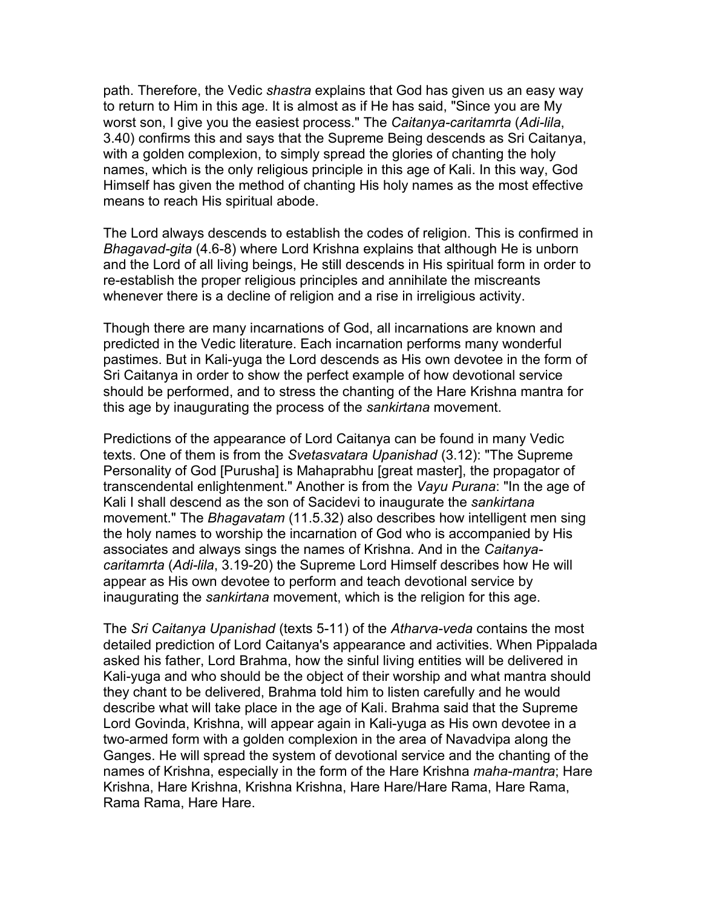path. Therefore, the Vedic *shastra* explains that God has given us an easy way to return to Him in this age. It is almost as if He has said, "Since you are My worst son, I give you the easiest process." The *Caitanya-caritamrta* (*Adi-lila*, 3.40) confirms this and says that the Supreme Being descends as Sri Caitanya, with a golden complexion, to simply spread the glories of chanting the holy names, which is the only religious principle in this age of Kali. In this way, God Himself has given the method of chanting His holy names as the most effective means to reach His spiritual abode.

The Lord always descends to establish the codes of religion. This is confirmed in *Bhagavad-gita* (4.6-8) where Lord Krishna explains that although He is unborn and the Lord of all living beings, He still descends in His spiritual form in order to re-establish the proper religious principles and annihilate the miscreants whenever there is a decline of religion and a rise in irreligious activity.

Though there are many incarnations of God, all incarnations are known and predicted in the Vedic literature. Each incarnation performs many wonderful pastimes. But in Kali-yuga the Lord descends as His own devotee in the form of Sri Caitanya in order to show the perfect example of how devotional service should be performed, and to stress the chanting of the Hare Krishna mantra for this age by inaugurating the process of the *sankirtana* movement.

Predictions of the appearance of Lord Caitanya can be found in many Vedic texts. One of them is from the *Svetasvatara Upanishad* (3.12): "The Supreme Personality of God [Purusha] is Mahaprabhu [great master], the propagator of transcendental enlightenment." Another is from the *Vayu Purana*: "In the age of Kali I shall descend as the son of Sacidevi to inaugurate the *sankirtana* movement." The *Bhagavatam* (11.5.32) also describes how intelligent men sing the holy names to worship the incarnation of God who is accompanied by His associates and always sings the names of Krishna. And in the *Caitanya-caritamrta* (*Adi-lila*, 3.19-20) the Supreme Lord Himself describes how He will appear as His own devotee to perform and teach devotional service by inaugurating the *sankirtana* movement, which is the religion for this age.

The *Sri Caitanya Upanishad* (texts 5-11) of the *Atharva-veda* contains the most detailed prediction of Lord Caitanya's appearance and activities. When Pippalada asked his father, Lord Brahma, how the sinful living entities will be delivered in Kali-yuga and who should be the object of their worship and what mantra should they chant to be delivered, Brahma told him to listen carefully and he would describe what will take place in the age of Kali. Brahma said that the Supreme Lord Govinda, Krishna, will appear again in Kali-yuga as His own devotee in a two-armed form with a golden complexion in the area of Navadvipa along the Ganges. He will spread the system of devotional service and the chanting of the names of Krishna, especially in the form of the Hare Krishna *maha-mantra*; Hare Krishna, Hare Krishna, Krishna Krishna, Hare Hare/Hare Rama, Hare Rama, Rama Rama, Hare Hare.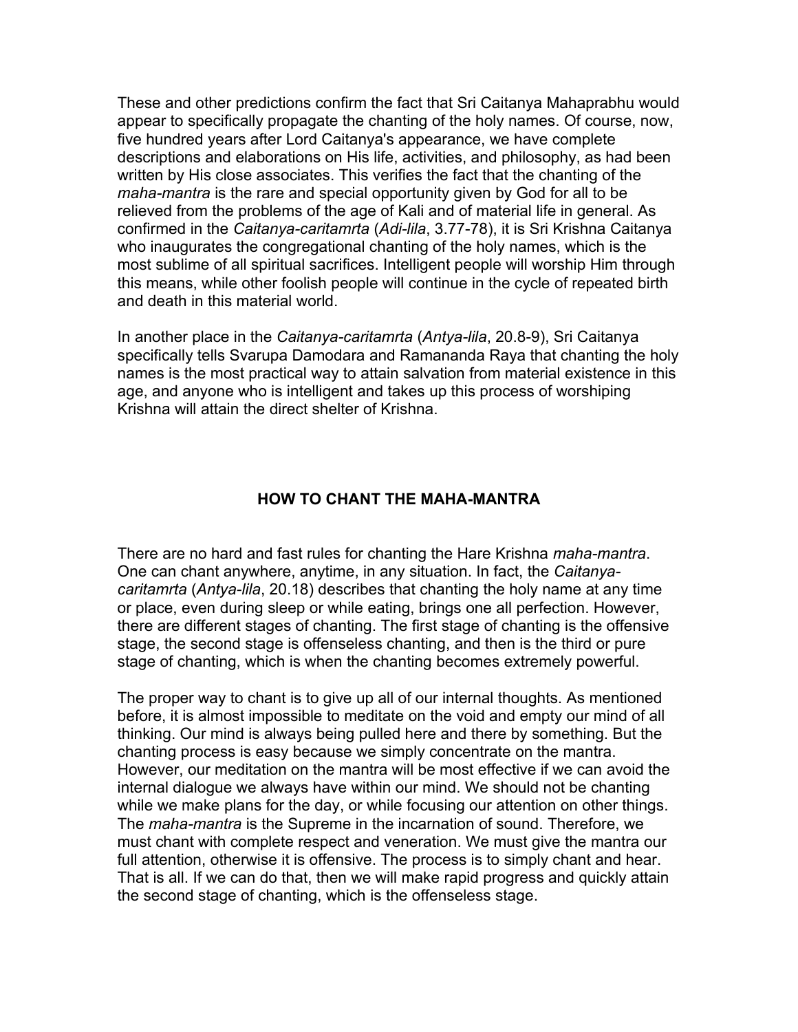These and other predictions confirm the fact that Sri Caitanya Mahaprabhu would appear to specifically propagate the chanting of the holy names. Of course, now, five hundred years after Lord Caitanya's appearance, we have complete descriptions and elaborations on His life, activities, and philosophy, as had been written by His close associates. This verifies the fact that the chanting of the *maha-mantra* is the rare and special opportunity given by God for all to be relieved from the problems of the age of Kali and of material life in general. As confirmed in the *Caitanya-caritamrta* (*Adi-lila*, 3.77-78), it is Sri Krishna Caitanya who inaugurates the congregational chanting of the holy names, which is the most sublime of all spiritual sacrifices. Intelligent people will worship Him through this means, while other foolish people will continue in the cycle of repeated birth and death in this material world.

In another place in the *Caitanya-caritamrta* (*Antya-lila*, 20.8-9), Sri Caitanya specifically tells Svarupa Damodara and Ramananda Raya that chanting the holy names is the most practical way to attain salvation from material existence in this age, and anyone who is intelligent and takes up this process of worshiping Krishna will attain the direct shelter of Krishna.

## HOW TO CHANT THE MAHA-MANTRA

There are no hard and fast rules for chanting the Hare Krishna *maha-mantra*. One can chant anywhere, anytime, in any situation. In fact, the *Caitanya-caritamrta* (*Antya-lila*, 20.18) describes that chanting the holy name at any time or place, even during sleep or while eating, brings one all perfection. However, there are different stages of chanting. The first stage of chanting is the offensive stage, the second stage is offenseless chanting, and then is the third or pure stage of chanting, which is when the chanting becomes extremely powerful.

The proper way to chant is to give up all of our internal thoughts. As mentioned before, it is almost impossible to meditate on the void and empty our mind of all thinking. Our mind is always being pulled here and there by something. But the chanting process is easy because we simply concentrate on the mantra. However, our meditation on the mantra will be most effective if we can avoid the internal dialogue we always have within our mind. We should not be chanting while we make plans for the day, or while focusing our attention on other things. The *maha-mantra* is the Supreme in the incarnation of sound. Therefore, we must chant with complete respect and veneration. We must give the mantra our full attention, otherwise it is offensive. The process is to simply chant and hear. That is all. If we can do that, then we will make rapid progress and quickly attain the second stage of chanting, which is the offenseless stage.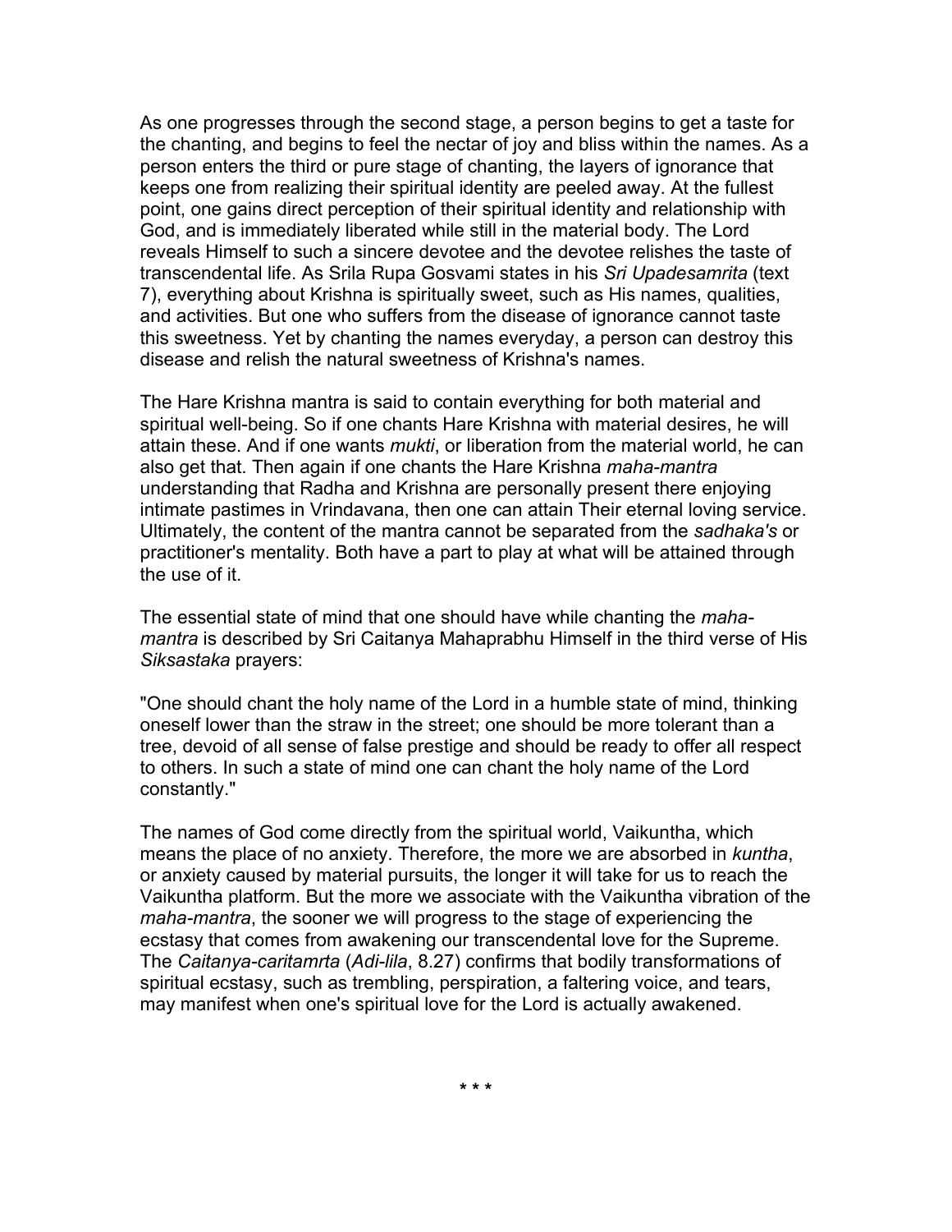As one progresses through the second stage, a person begins to get a taste for the chanting, and begins to feel the nectar of joy and bliss within the names. As a person enters the third or pure stage of chanting, the layers of ignorance that keeps one from realizing their spiritual identity are peeled away. At the fullest point, one gains direct perception of their spiritual identity and relationship with God, and is immediately liberated while still in the material body. The Lord reveals Himself to such a sincere devotee and the devotee relishes the taste of transcendental life. As Srila Rupa Gosvami states in his *Sri Upadesamrita* (text 7), everything about Krishna is spiritually sweet, such as His names, qualities, and activities. But one who suffers from the disease of ignorance cannot taste this sweetness. Yet by chanting the names everyday, a person can destroy this disease and relish the natural sweetness of Krishna's names.

The Hare Krishna mantra is said to contain everything for both material and spiritual well-being. So if one chants Hare Krishna with material desires, he will attain these. And if one wants *mukti*, or liberation from the material world, he can also get that. Then again if one chants the Hare Krishna *maha-mantra* understanding that Radha and Krishna are personally present there enjoying intimate pastimes in Vrindavana, then one can attain Their eternal loving service. Ultimately, the content of the mantra cannot be separated from the *sadhaka's* or practitioner's mentality. Both have a part to play at what will be attained through the use of it.

The essential state of mind that one should have while chanting the *maha-mantra* is described by Sri Caitanya Mahaprabhu Himself in the third verse of His *Siksastaka* prayers:

"One should chant the holy name of the Lord in a humble state of mind, thinking oneself lower than the straw in the street; one should be more tolerant than a tree, devoid of all sense of false prestige and should be ready to offer all respect to others. In such a state of mind one can chant the holy name of the Lord constantly."

The names of God come directly from the spiritual world, Vaikuntha, which means the place of no anxiety. Therefore, the more we are absorbed in *kuntha*, or anxiety caused by material pursuits, the longer it will take for us to reach the Vaikuntha platform. But the more we associate with the Vaikuntha vibration of the *maha-mantra*, the sooner we will progress to the stage of experiencing the ecstasy that comes from awakening our transcendental love for the Supreme. The *Caitanya-caritamrta* (*Adi-lila*, 8.27) confirms that bodily transformations of spiritual ecstasy, such as trembling, perspiration, a faltering voice, and tears, may manifest when one's spiritual love for the Lord is actually awakened.

* * *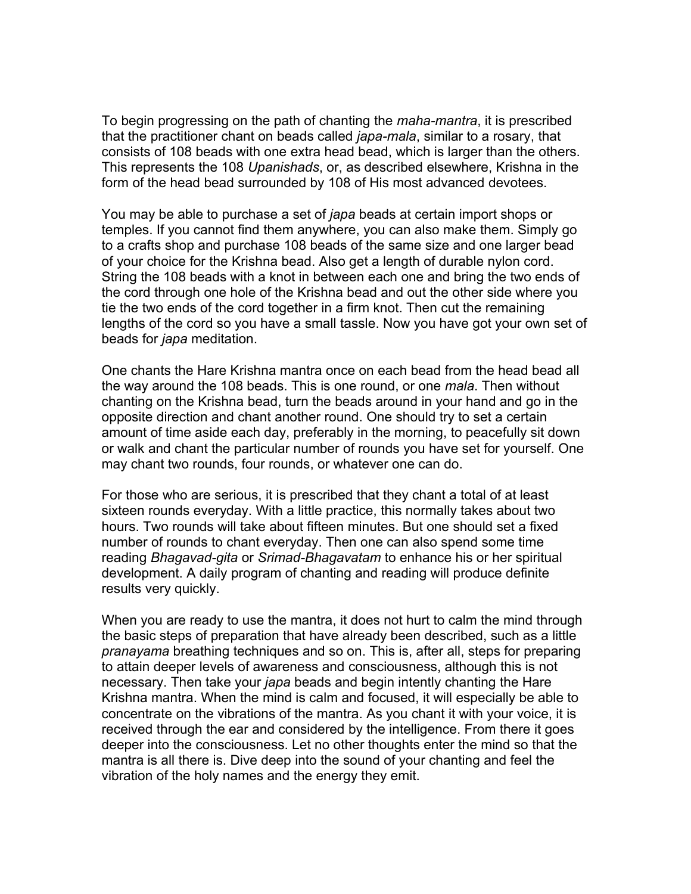To begin progressing on the path of chanting the *maha-mantra*, it is prescribed that the practitioner chant on beads called *japa-mala*, similar to a rosary, that consists of 108 beads with one extra head bead, which is larger than the others. This represents the 108 *Upanishads*, or, as described elsewhere, Krishna in the form of the head bead surrounded by 108 of His most advanced devotees.

You may be able to purchase a set of *japa* beads at certain import shops or temples. If you cannot find them anywhere, you can also make them. Simply go to a crafts shop and purchase 108 beads of the same size and one larger bead of your choice for the Krishna bead. Also get a length of durable nylon cord. String the 108 beads with a knot in between each one and bring the two ends of the cord through one hole of the Krishna bead and out the other side where you tie the two ends of the cord together in a firm knot. Then cut the remaining lengths of the cord so you have a small tassle. Now you have got your own set of beads for *japa* meditation.

One chants the Hare Krishna mantra once on each bead from the head bead all the way around the 108 beads. This is one round, or one *mala*. Then without chanting on the Krishna bead, turn the beads around in your hand and go in the opposite direction and chant another round. One should try to set a certain amount of time aside each day, preferably in the morning, to peacefully sit down or walk and chant the particular number of rounds you have set for yourself. One may chant two rounds, four rounds, or whatever one can do.

For those who are serious, it is prescribed that they chant a total of at least sixteen rounds everyday. With a little practice, this normally takes about two hours. Two rounds will take about fifteen minutes. But one should set a fixed number of rounds to chant everyday. Then one can also spend some time reading *Bhagavad-gita* or *Srimad-Bhagavatam* to enhance his or her spiritual development. A daily program of chanting and reading will produce definite results very quickly.

When you are ready to use the mantra, it does not hurt to calm the mind through the basic steps of preparation that have already been described, such as a little *pranayama* breathing techniques and so on. This is, after all, steps for preparing to attain deeper levels of awareness and consciousness, although this is not necessary. Then take your *japa* beads and begin intently chanting the Hare Krishna mantra. When the mind is calm and focused, it will especially be able to concentrate on the vibrations of the mantra. As you chant it with your voice, it is received through the ear and considered by the intelligence. From there it goes deeper into the consciousness. Let no other thoughts enter the mind so that the mantra is all there is. Dive deep into the sound of your chanting and feel the vibration of the holy names and the energy they emit.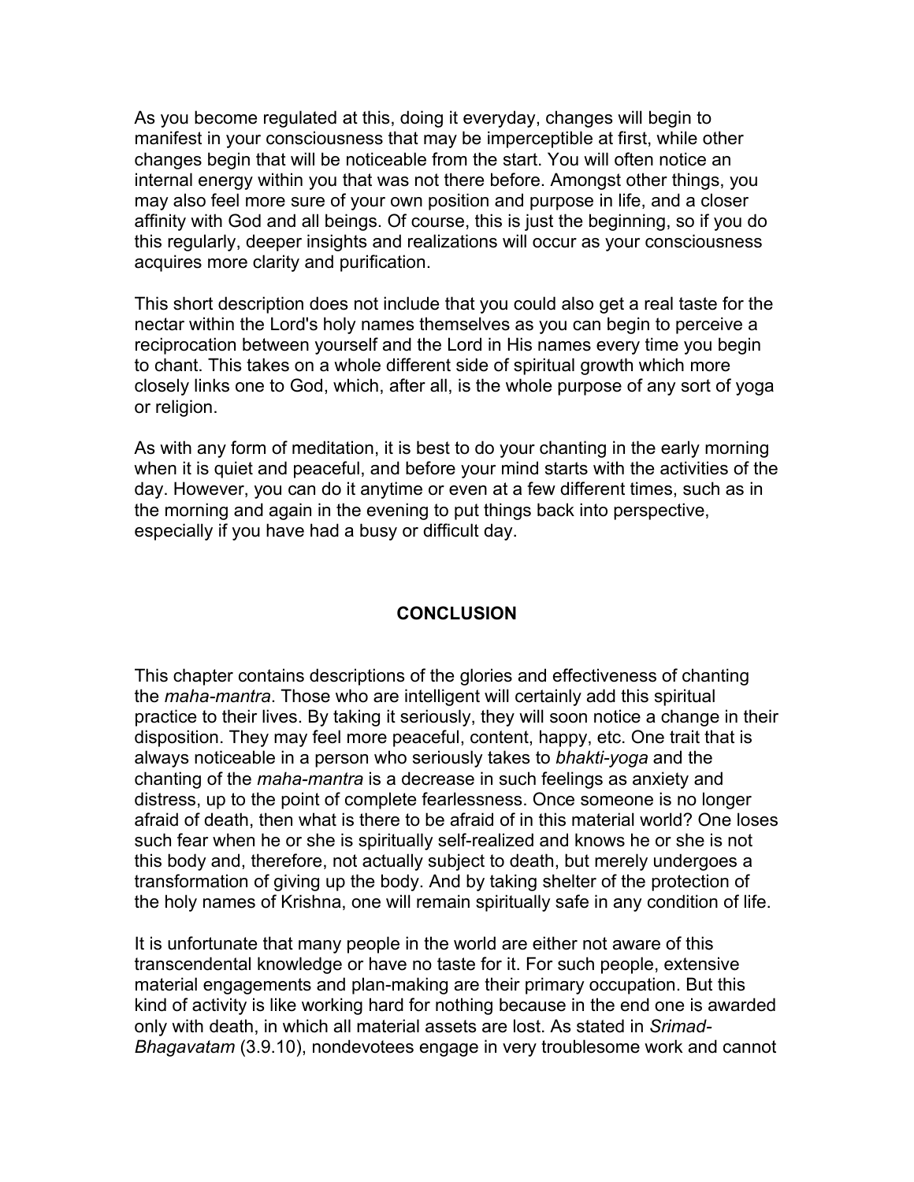As you become regulated at this, doing it everyday, changes will begin to manifest in your consciousness that may be imperceptible at first, while other changes begin that will be noticeable from the start. You will often notice an internal energy within you that was not there before. Amongst other things, you may also feel more sure of your own position and purpose in life, and a closer affinity with God and all beings. Of course, this is just the beginning, so if you do this regularly, deeper insights and realizations will occur as your consciousness acquires more clarity and purification.

This short description does not include that you could also get a real taste for the nectar within the Lord's holy names themselves as you can begin to perceive a reciprocation between yourself and the Lord in His names every time you begin to chant. This takes on a whole different side of spiritual growth which more closely links one to God, which, after all, is the whole purpose of any sort of yoga or religion.

As with any form of meditation, it is best to do your chanting in the early morning when it is quiet and peaceful, and before your mind starts with the activities of the day. However, you can do it anytime or even at a few different times, such as in the morning and again in the evening to put things back into perspective, especially if you have had a busy or difficult day.

## CONCLUSION

This chapter contains descriptions of the glories and effectiveness of chanting the *maha-mantra*. Those who are intelligent will certainly add this spiritual practice to their lives. By taking it seriously, they will soon notice a change in their disposition. They may feel more peaceful, content, happy, etc. One trait that is always noticeable in a person who seriously takes to *bhakti-yoga* and the chanting of the *maha-mantra* is a decrease in such feelings as anxiety and distress, up to the point of complete fearlessness. Once someone is no longer afraid of death, then what is there to be afraid of in this material world? One loses such fear when he or she is spiritually self-realized and knows he or she is not this body and, therefore, not actually subject to death, but merely undergoes a transformation of giving up the body. And by taking shelter of the protection of the holy names of Krishna, one will remain spiritually safe in any condition of life.

It is unfortunate that many people in the world are either not aware of this transcendental knowledge or have no taste for it. For such people, extensive material engagements and plan-making are their primary occupation. But this kind of activity is like working hard for nothing because in the end one is awarded only with death, in which all material assets are lost. As stated in *Srimad-Bhagavatam* (3.9.10), nondevotees engage in very troublesome work and cannot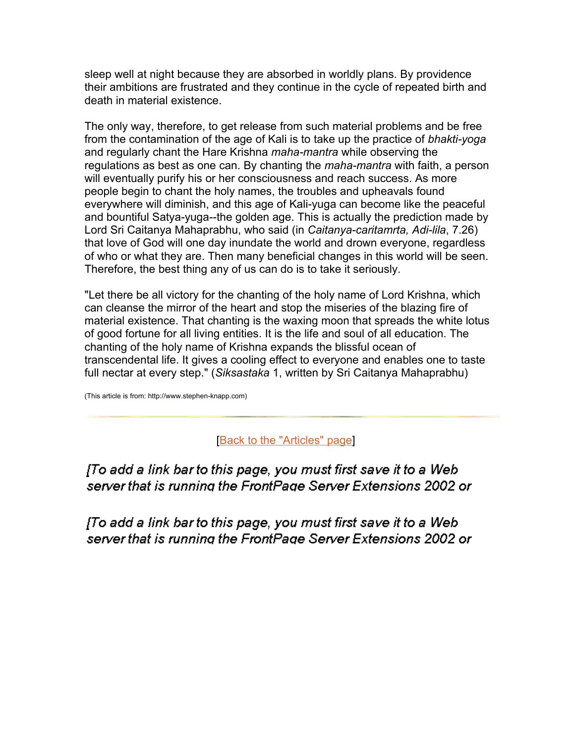sleep well at night because they are absorbed in worldly plans. By providence their ambitions are frustrated and they continue in the cycle of repeated birth and death in material existence.

The only way, therefore, to get release from such material problems and be free from the contamination of the age of Kali is to take up the practice of *bhakti-yoga* and regularly chant the Hare Krishna *maha-mantra* while observing the regulations as best as one can. By chanting the *maha-mantra* with faith, a person will eventually purify his or her consciousness and reach success. As more people begin to chant the holy names, the troubles and upheavals found everywhere will diminish, and this age of Kali-yuga can become like the peaceful and bountiful Satya-yuga--the golden age. This is actually the prediction made by Lord Sri Caitanya Mahaprabhu, who said (in *Caitanya-caritamrta, Adi-lila*, 7.26) that love of God will one day inundate the world and drown everyone, regardless of who or what they are. Then many beneficial changes in this world will be seen. Therefore, the best thing any of us can do is to take it seriously.

"Let there be all victory for the chanting of the holy name of Lord Krishna, which can cleanse the mirror of the heart and stop the miseries of the blazing fire of material existence. That chanting is the waxing moon that spreads the white lotus of good fortune for all living entities. It is the life and soul of all education. The chanting of the holy name of Krishna expands the blissful ocean of transcendental life. It gives a cooling effect to everyone and enables one to taste full nectar at every step." (*Siksastaka* 1, written by Sri Caitanya Mahaprabhu)

(This article is from: http://www.stephen-knapp.com)

---

[Back to the "Articles" page]

*[To add a link bar to this page, you must first save it to a Web server that is running the FrontPage Server Extensions 2002 or*

*[To add a link bar to this page, you must first save it to a Web server that is running the FrontPage Server Extensions 2002 or*